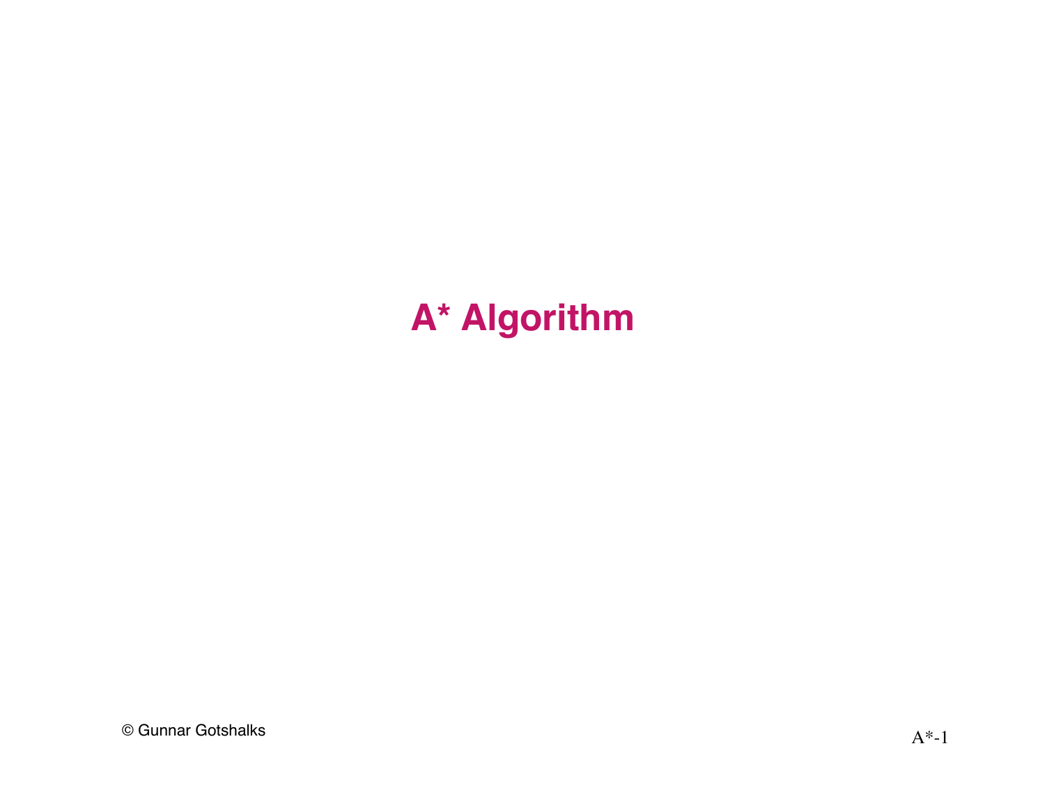# A* Algorithm

© Gunnar Gotshalks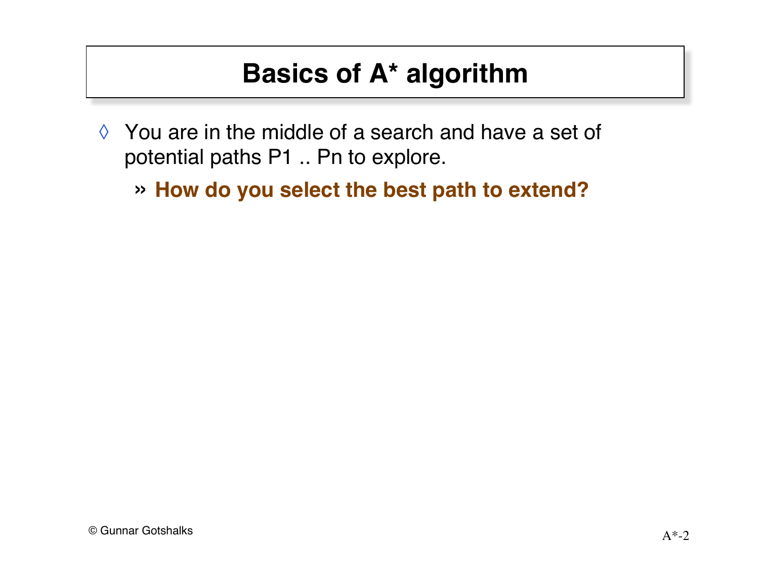# Basics of A* algorithm

- You are in the middle of a search and have a set of potential paths P1 .. Pn to explore.
  - **How do you select the best path to extend?**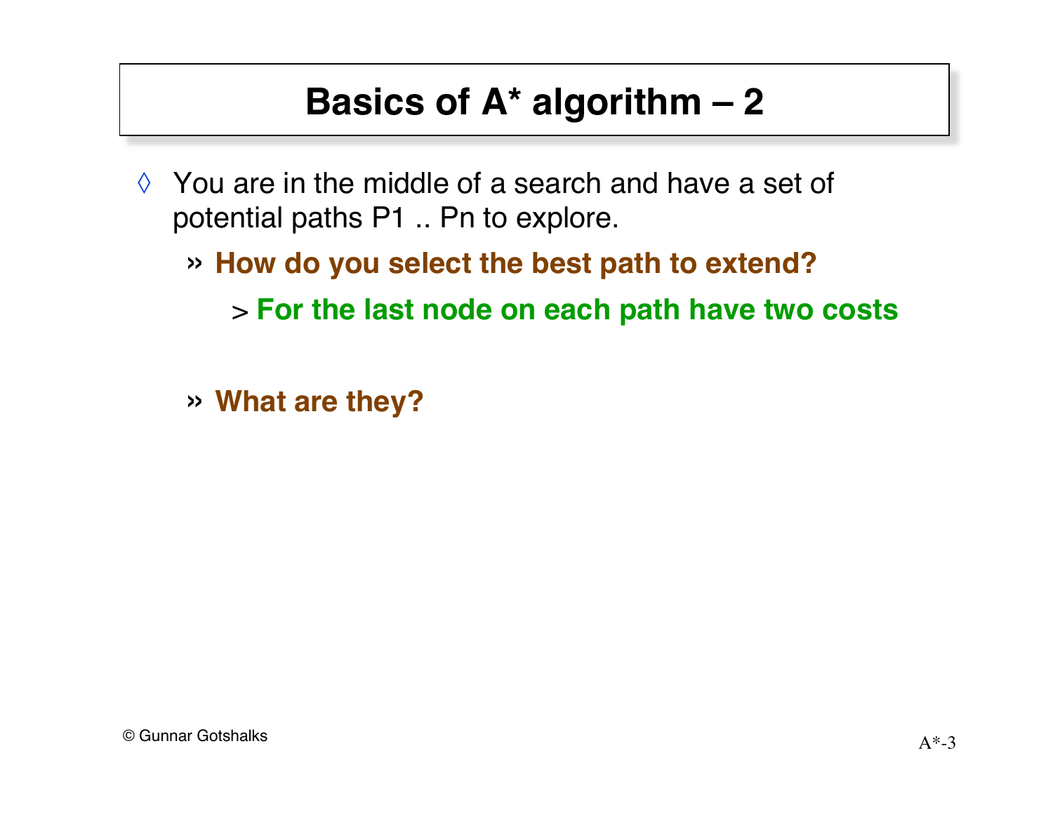# Basics of A* algorithm – 2

- You are in the middle of a search and have a set of potential paths P1 .. Pn to explore.
  - **How do you select the best path to extend?**
    - **For the last node on each path have two costs**
  - **What are they?**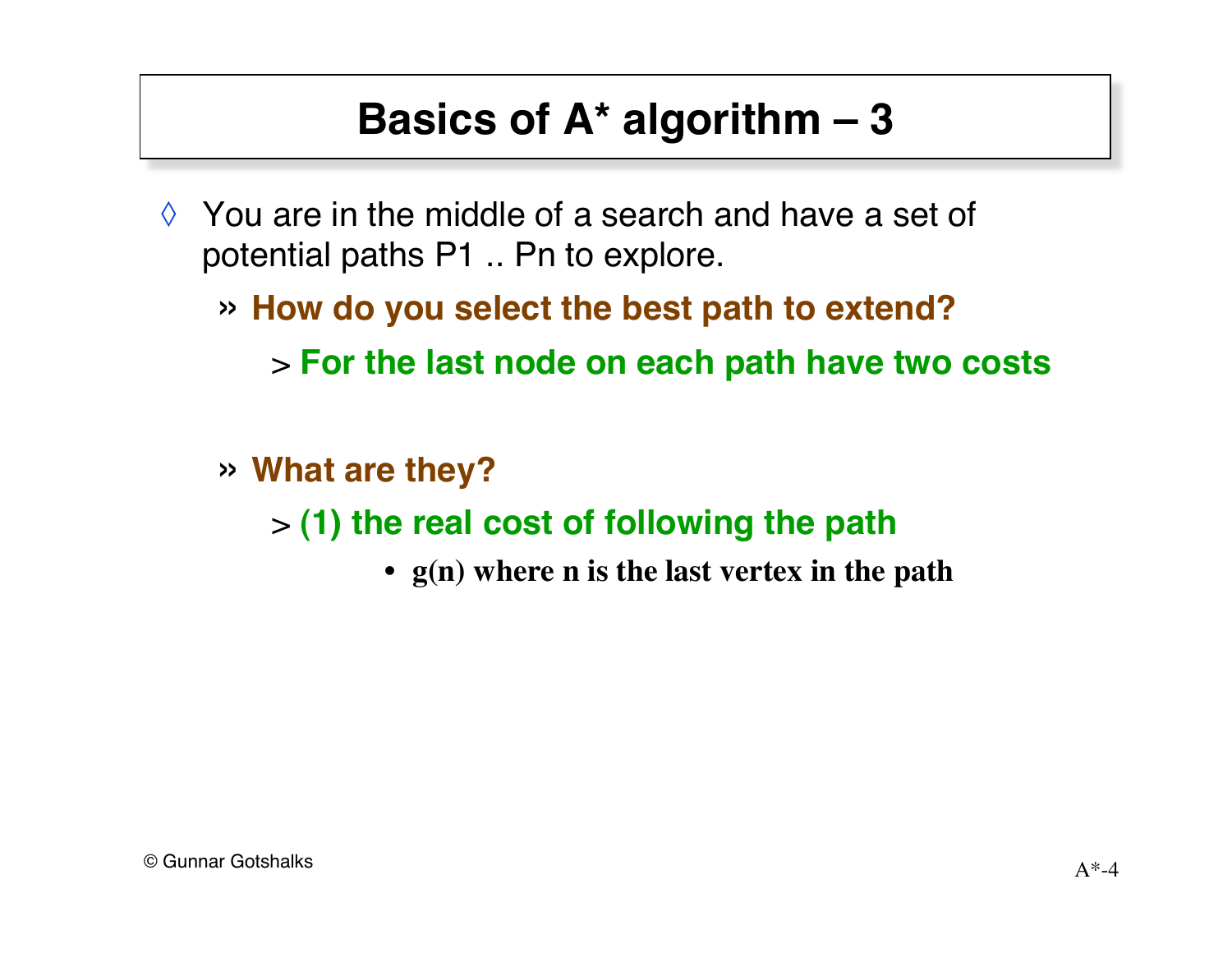# Basics of A* algorithm – 3

- You are in the middle of a search and have a set of potential paths P1 .. Pn to explore.
  - **How do you select the best path to extend?**
    - **For the last node on each path have two costs**
  - **What are they?**
    - **(1) the real cost of following the path**
      - **g(n) where n is the last vertex in the path**

© Gunnar Gotshalks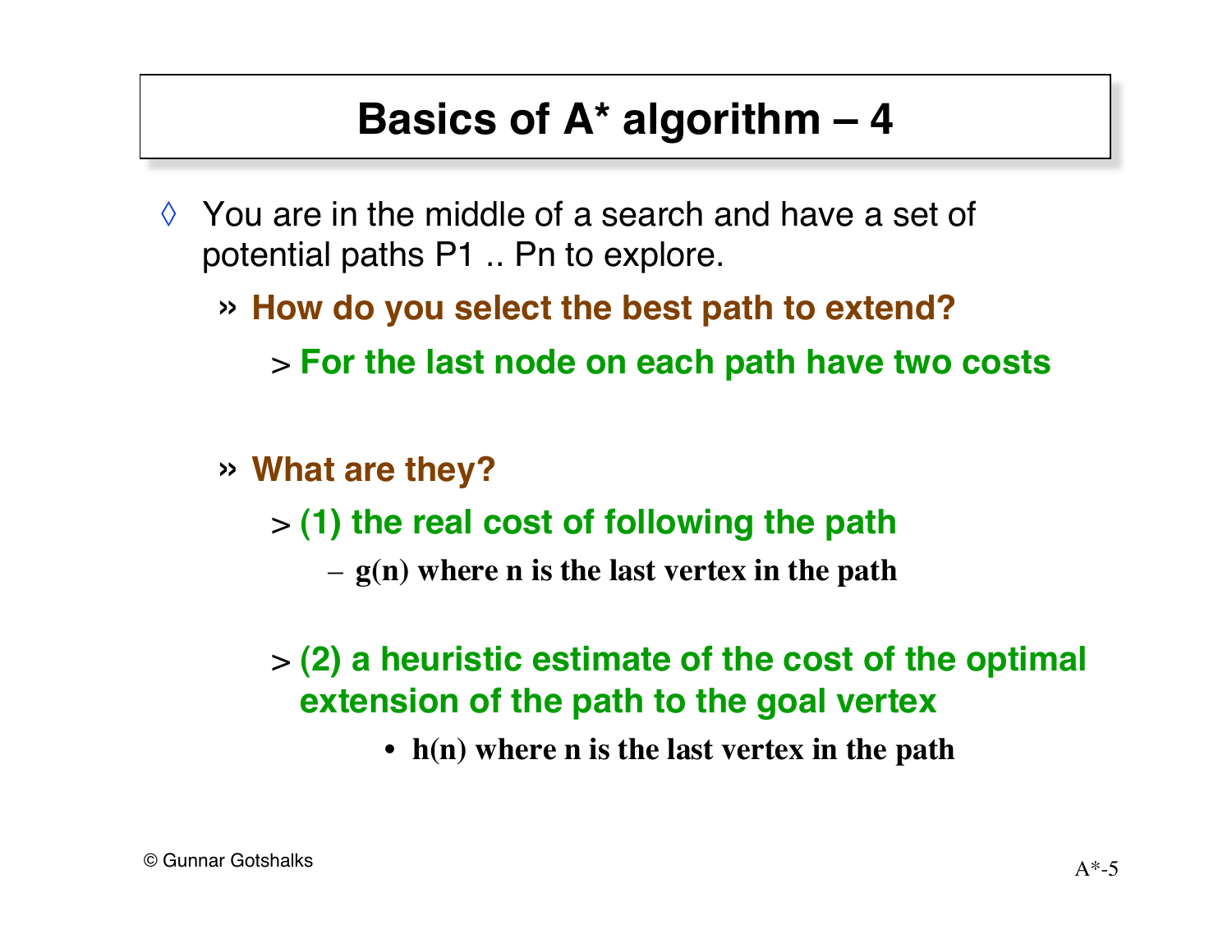# Basics of A* algorithm – 4

- You are in the middle of a search and have a set of potential paths P1 .. Pn to explore.
  - **How do you select the best path to extend?**
    - **For the last node on each path have two costs**
  - **What are they?**
    - **(1) the real cost of following the path**
      - **g(n) where n is the last vertex in the path**
    - **(2) a heuristic estimate of the cost of the optimal extension of the path to the goal vertex**
      - **h(n) where n is the last vertex in the path**

© Gunnar Gotshalks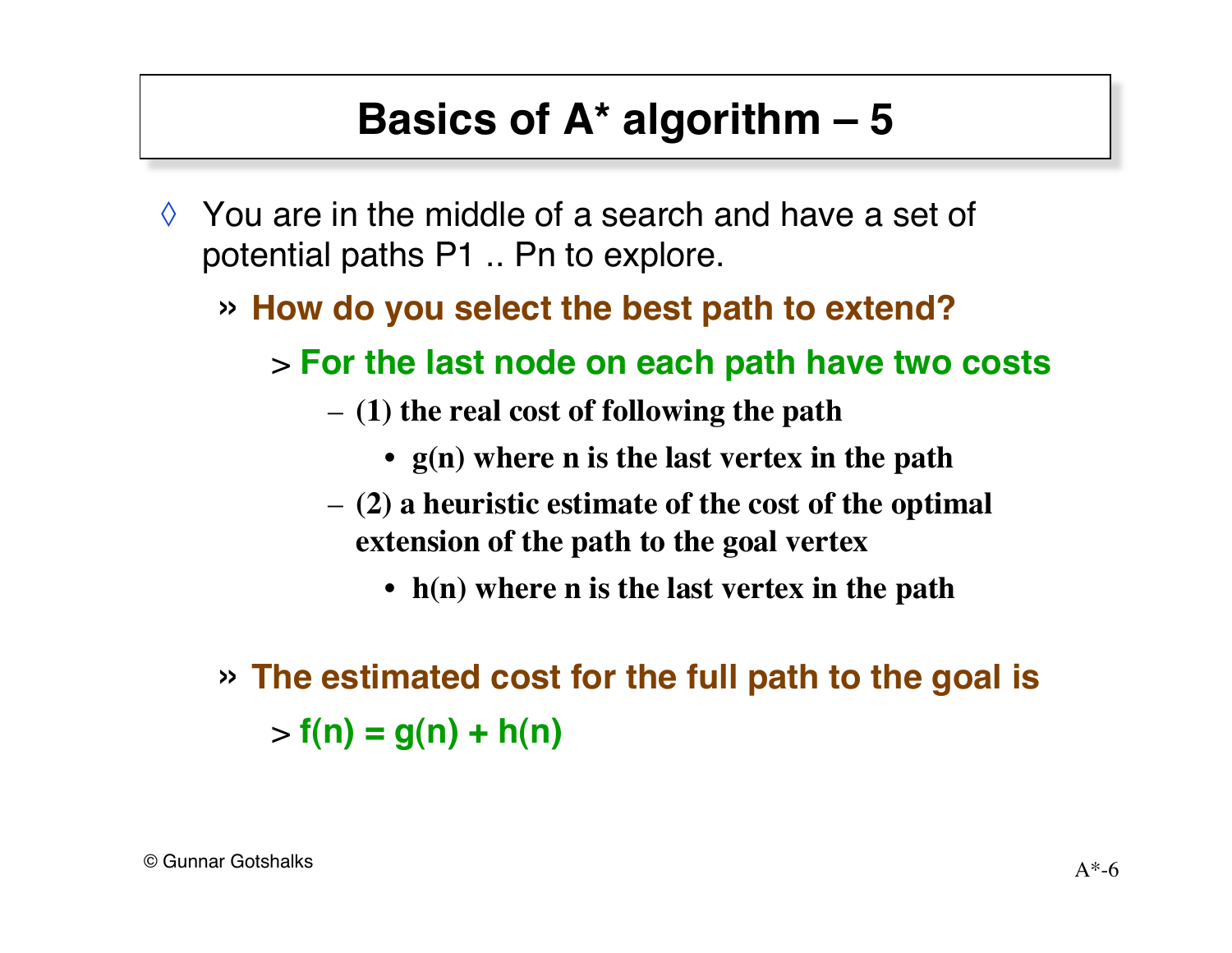# Basics of A* algorithm – 5

- You are in the middle of a search and have a set of potential paths P1 .. Pn to explore.
  - **How do you select the best path to extend?**
    - **For the last node on each path have two costs**
      - **(1) the real cost of following the path**
        - **$g(n)$ where n is the last vertex in the path**
      - **(2) a heuristic estimate of the cost of the optimal extension of the path to the goal vertex**
        - **$h(n)$ where n is the last vertex in the path**
  - **The estimated cost for the full path to the goal is**
    - **$f(n) = g(n) + h(n)$**

© Gunnar Gotshalks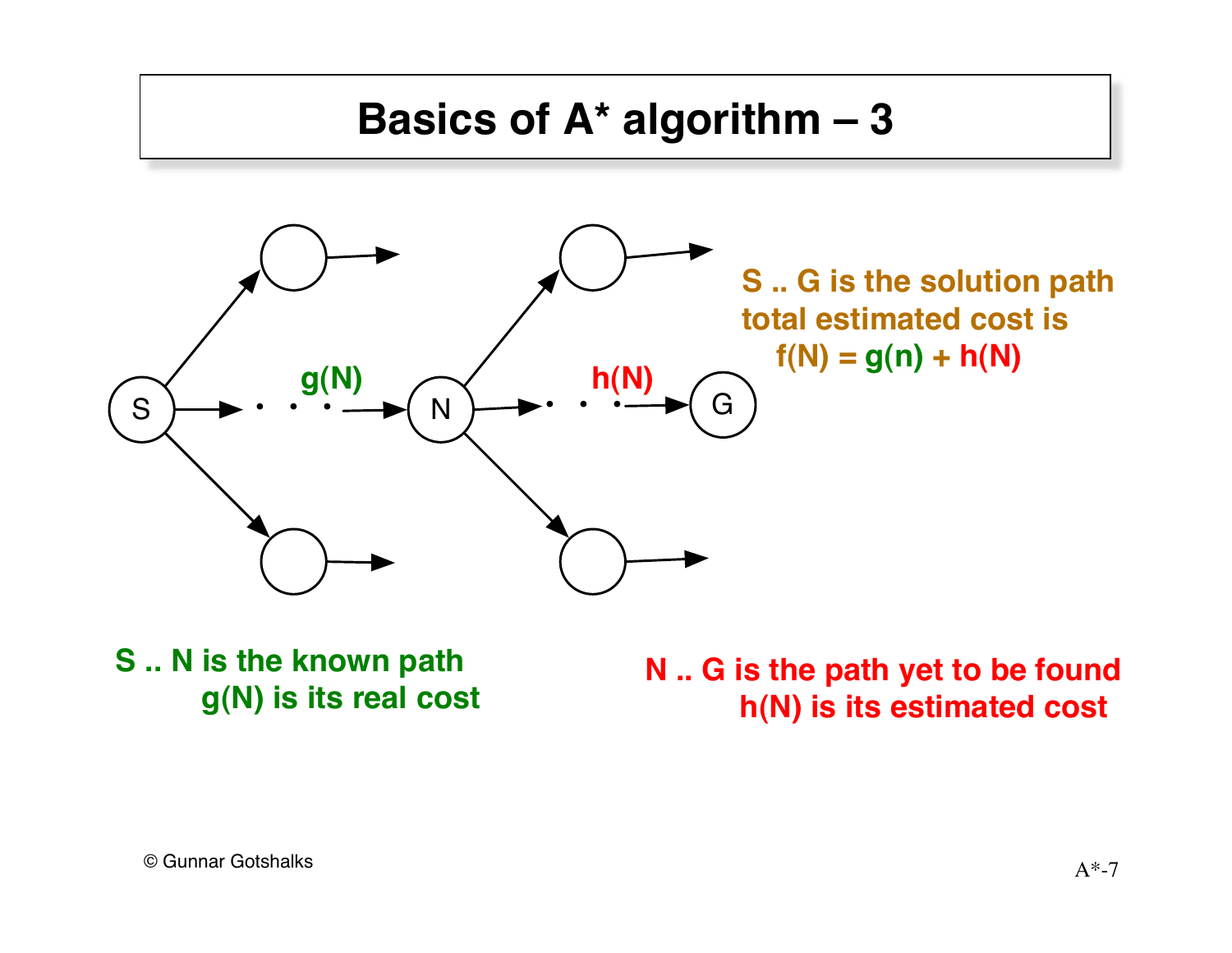# Basics of A* algorithm – 3

S .. G is the solution path
total estimated cost is
$f(N) = g(n) + h(N)$

S .. N is the known path
$g(N)$ is its real cost

N .. G is the path yet to be found
$h(N)$ is its estimated cost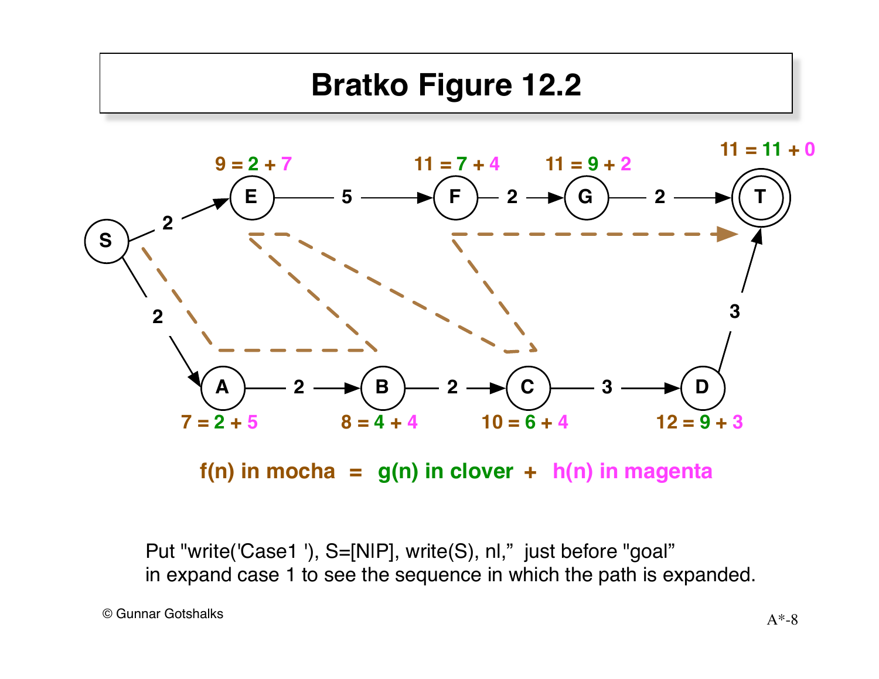# Bratko Figure 12.2

S → E (2), S → A (2)

E → F (5), F → G (2), G → T (2)

A → B (2), B → C (2), C → D (3), D → T (3)

E: 9 = 2 + 7

F: 11 = 7 + 4

G: 11 = 9 + 2

T: 11 = 11 + 0

A: 7 = 2 + 5

B: 8 = 4 + 4

C: 10 = 6 + 4

D: 12 = 9 + 3

**f(n) in mocha = g(n) in clover + h(n) in magenta**

Put "write('Case1 '), S=[N|P], write(S), nl," just before "goal" in expand case 1 to see the sequence in which the path is expanded.

© Gunnar Gotshalks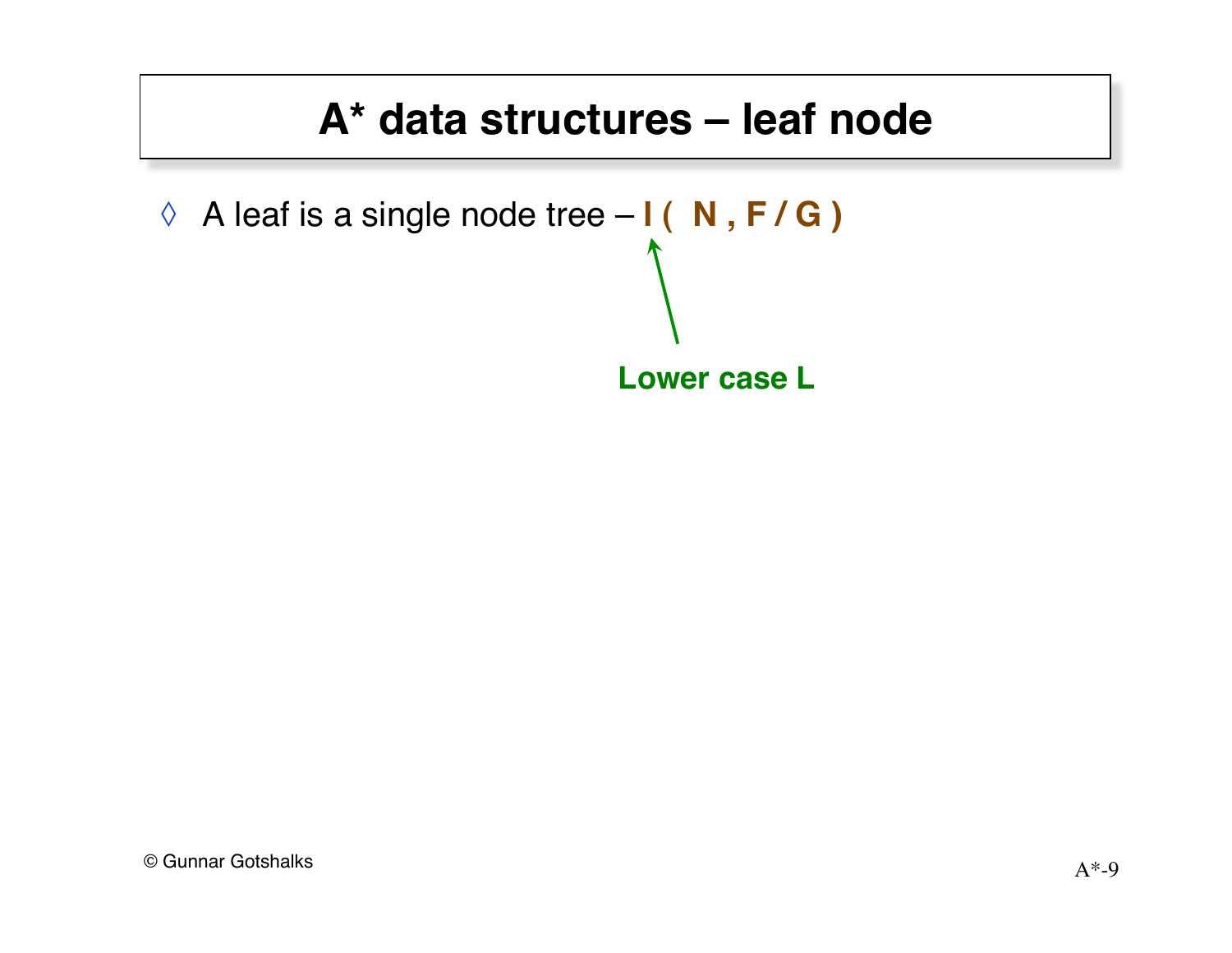# A* data structures – leaf node

- A leaf is a single node tree – **l ( N , F / G )**

**Lower case L**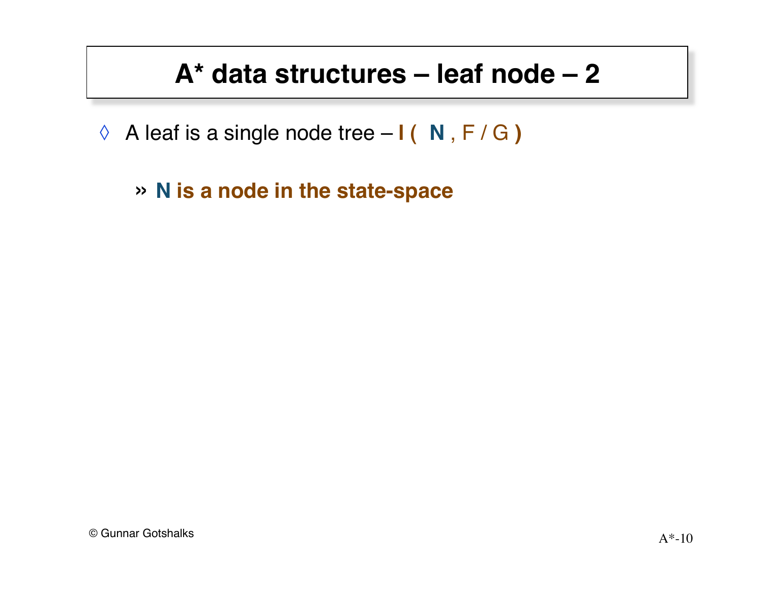# A* data structures – leaf node – 2

- A leaf is a single node tree – **l ( N** , F / G **)**
  - **N is a node in the state-space**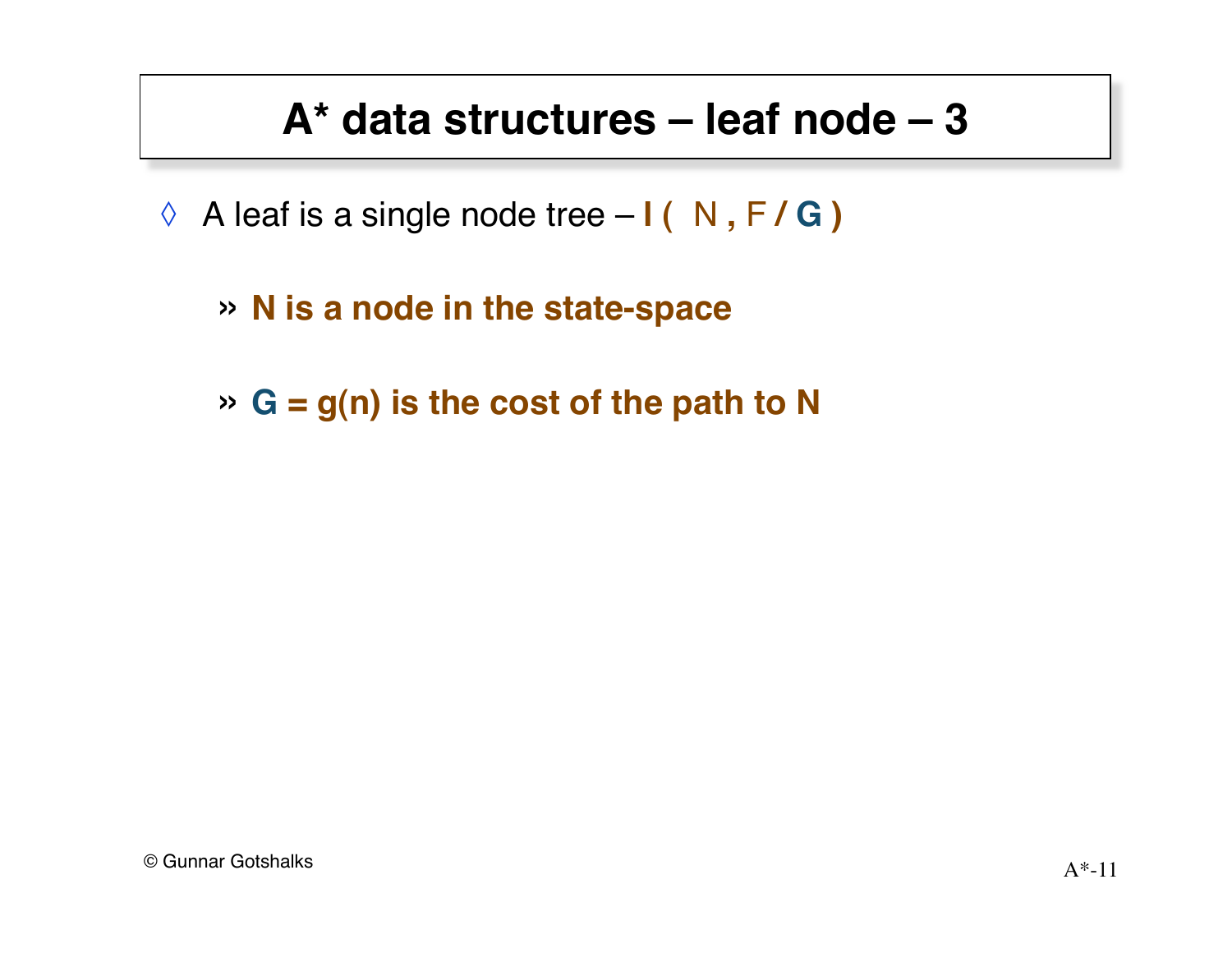# A* data structures – leaf node – 3

- A leaf is a single node tree – **l (** N **,** F **/ G )**
  - **N is a node in the state-space**
  - **G = g(n) is the cost of the path to N**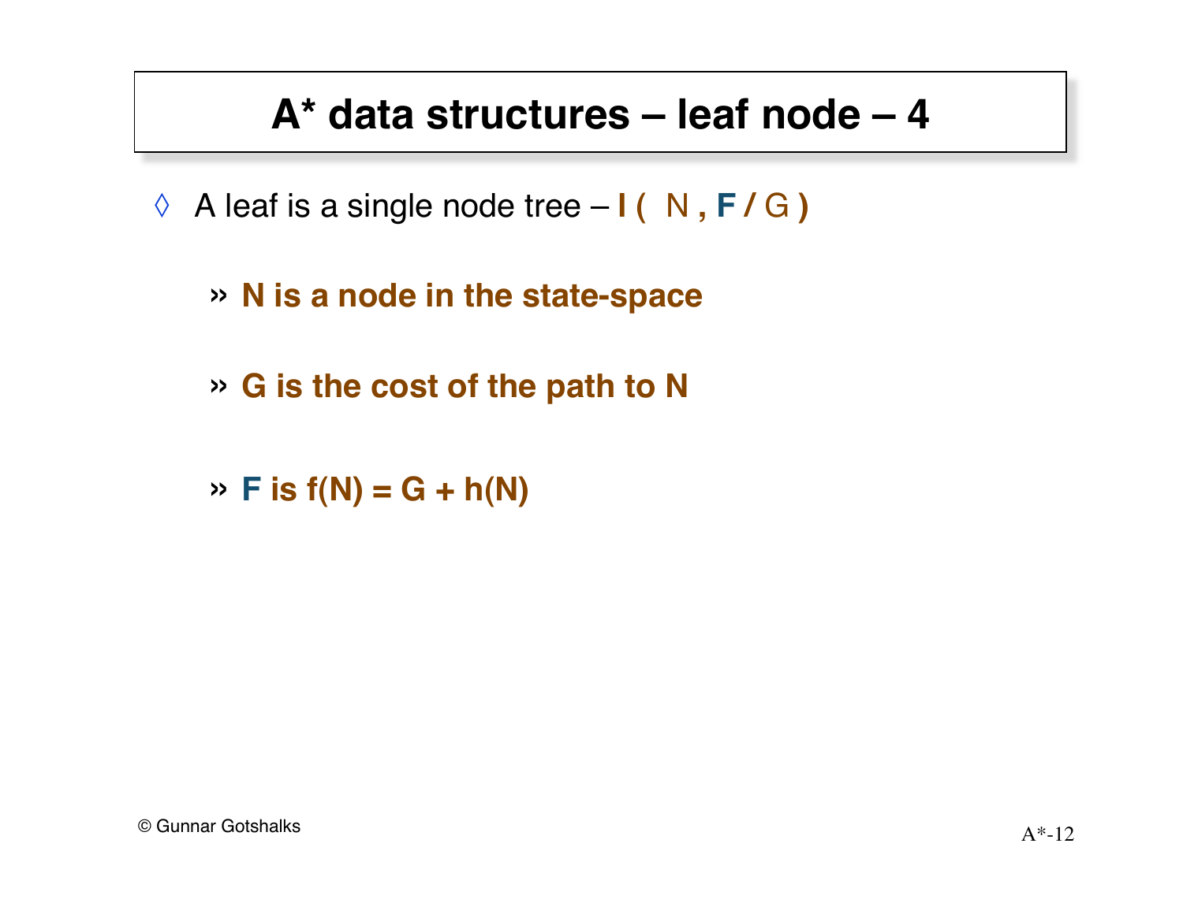# A* data structures – leaf node – 4

- A leaf is a single node tree – **l ( N , F / G )**
  - **N is a node in the state-space**
  - **G is the cost of the path to N**
  - **F is f(N) = G + h(N)**

© Gunnar Gotshalks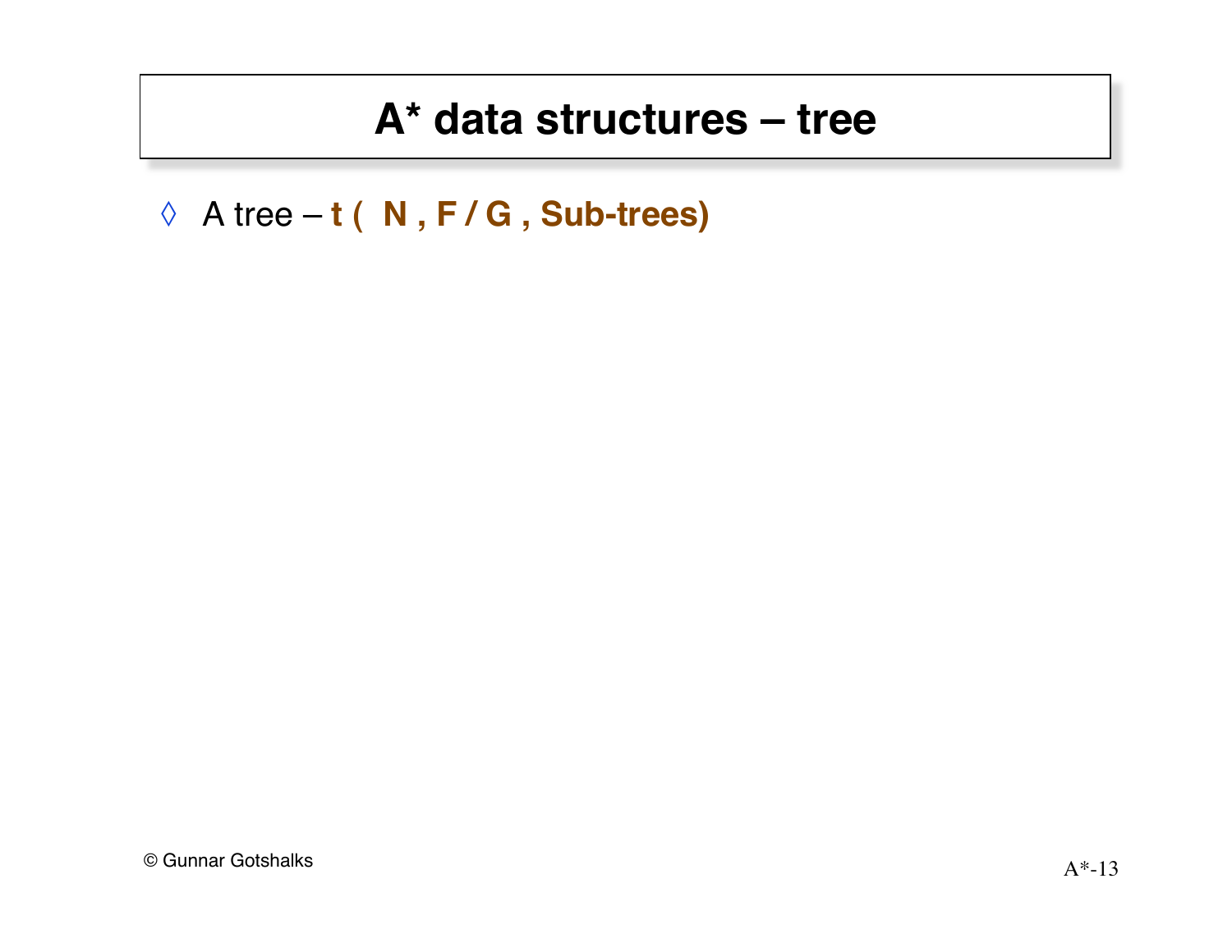# A* data structures – tree

- A tree – **t ( N , F / G , Sub-trees)**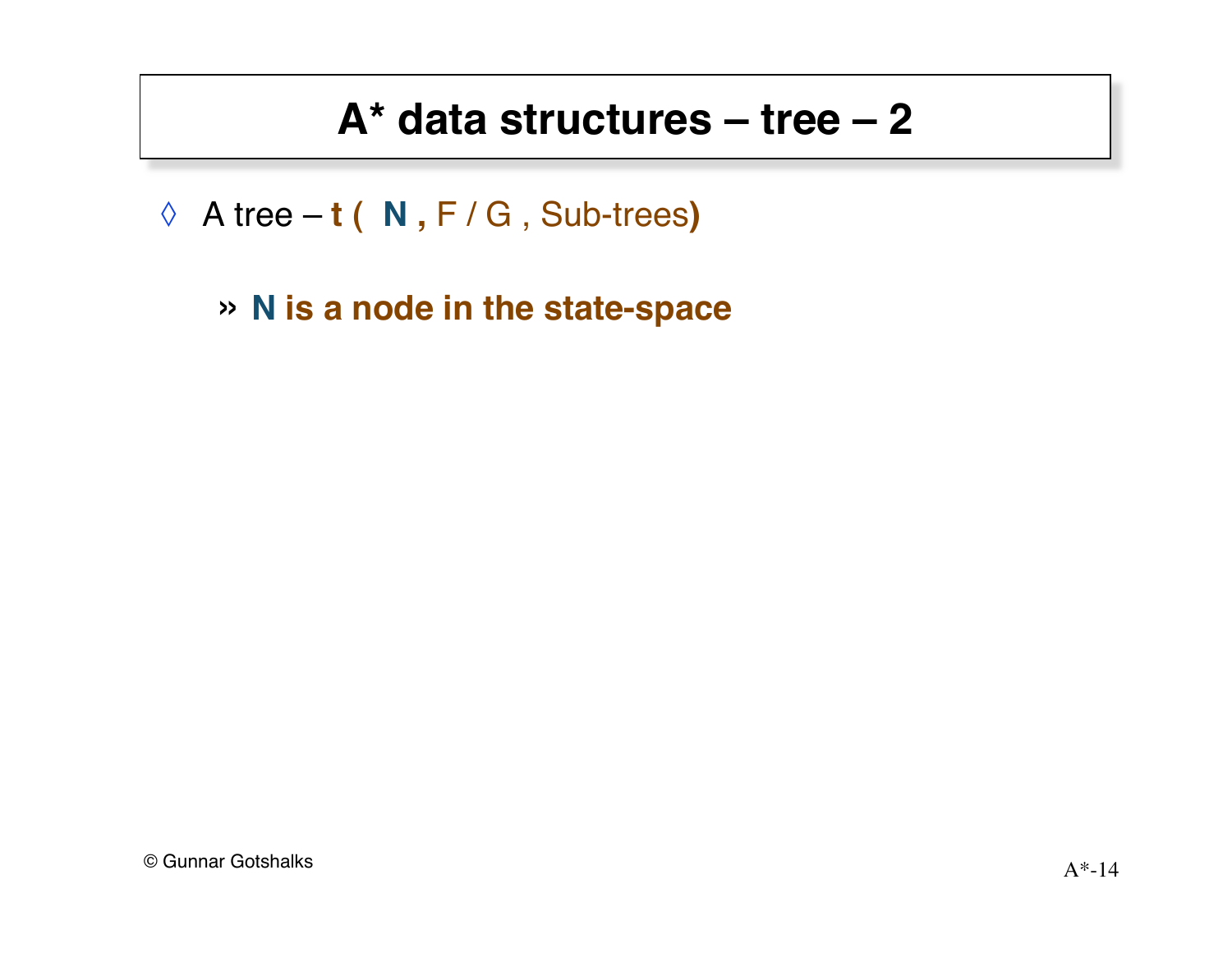# A* data structures – tree – 2

◊ A tree – **t (** **N ,** F / G , Sub-trees**)**

   » **N is a node in the state-space**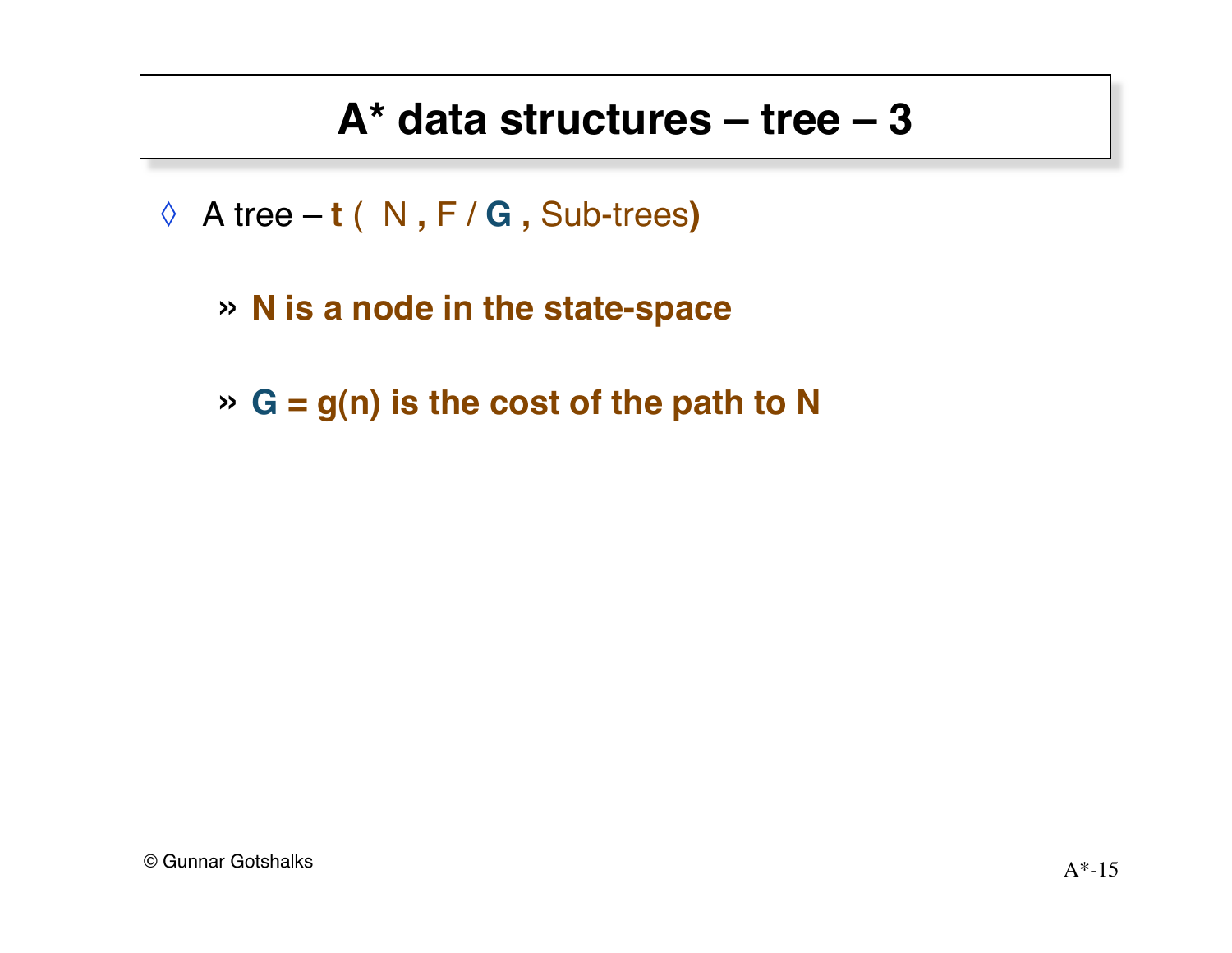# A* data structures – tree – 3

- A tree – **t** ( N **,** F / **G** **,** Sub-trees**)**

  - **N is a node in the state-space**

  - **G = g(n) is the cost of the path to N**

© Gunnar Gotshalks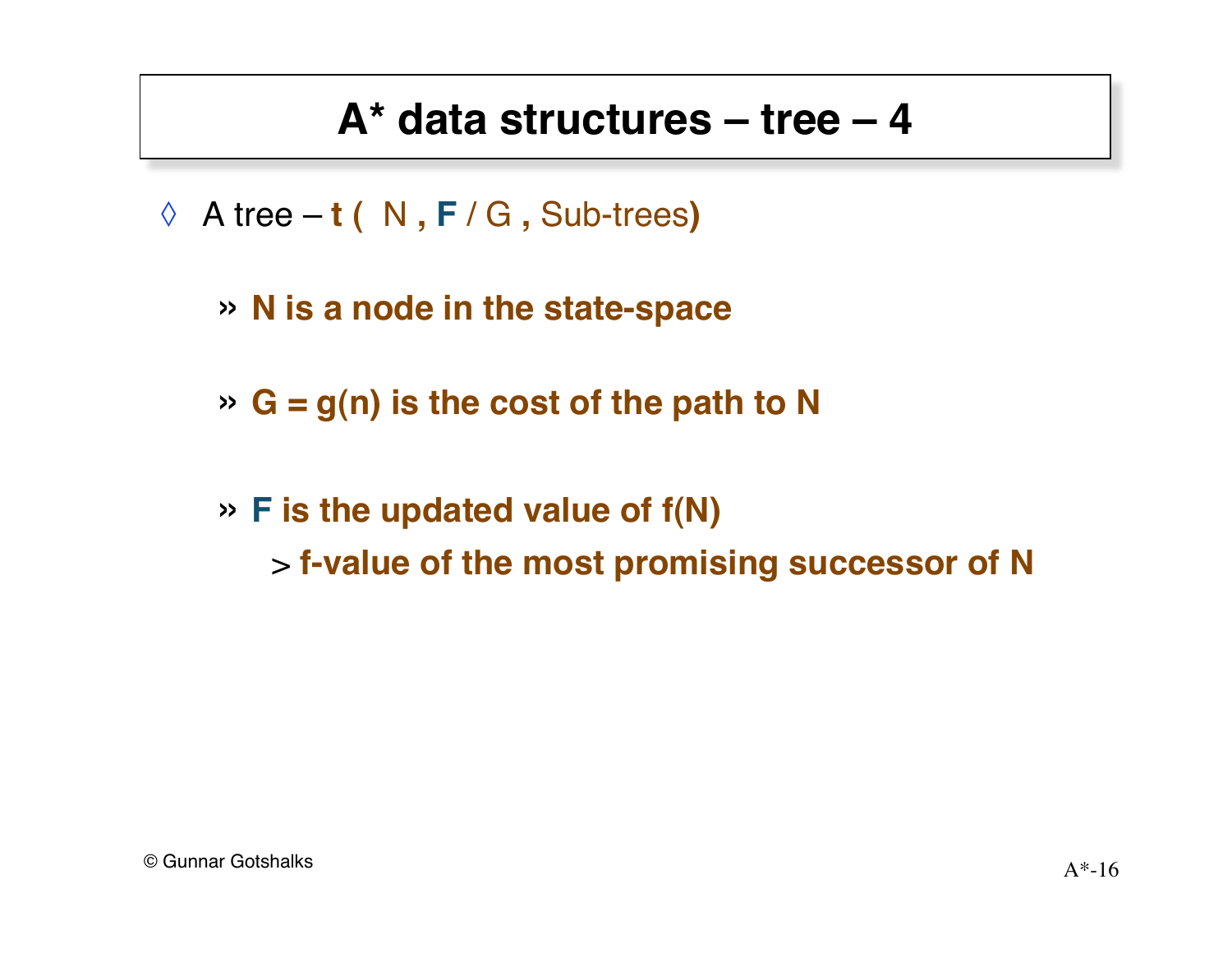# A* data structures – tree – 4

◊ A tree – **t (** N **,** **F** / G **,** Sub-trees**)**

- **N is a node in the state-space**
- **G = g(n) is the cost of the path to N**
- **F is the updated value of f(N)**
  - **f-value of the most promising successor of N**

© Gunnar Gotshalks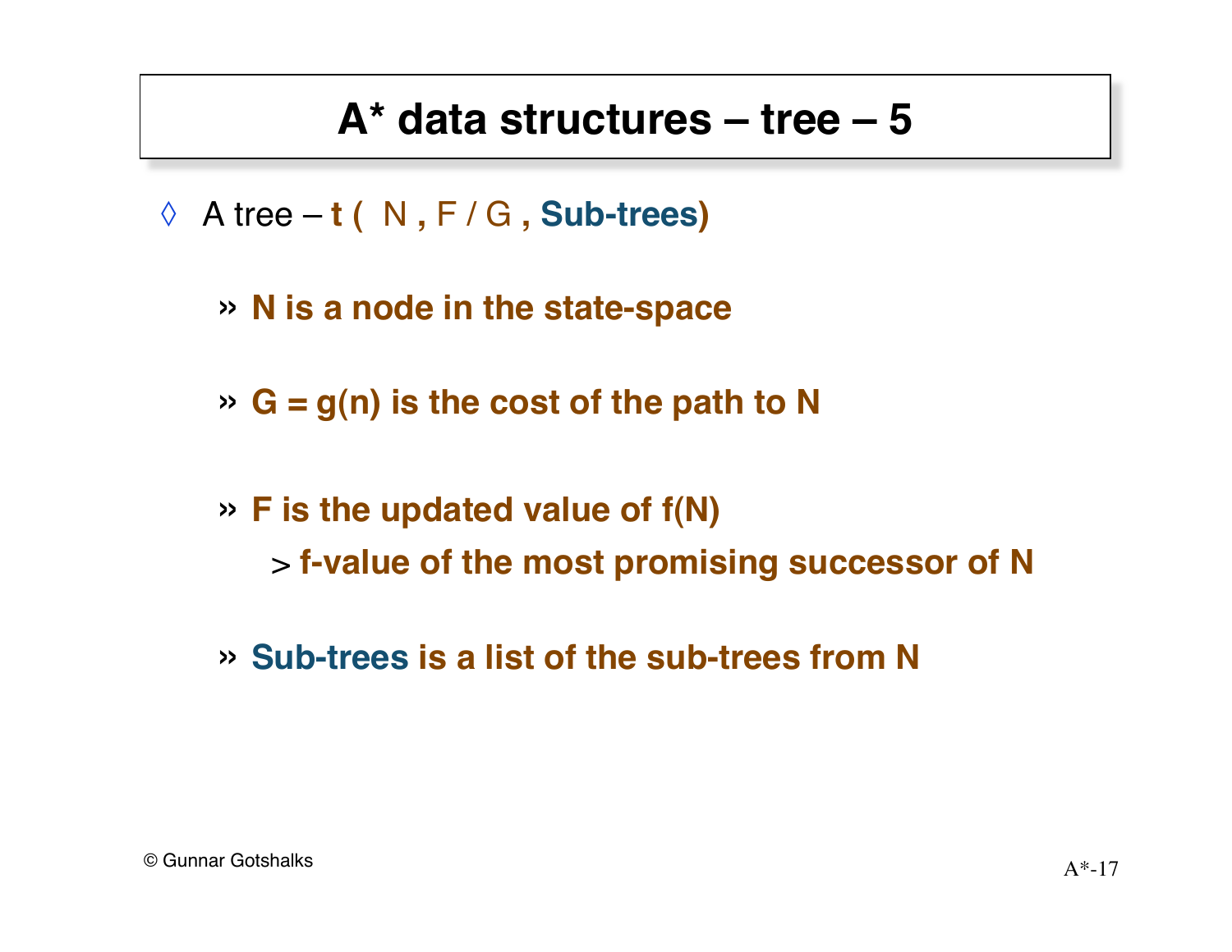# A* data structures – tree – 5

- A tree – **t (** N **,** F / G **, Sub-trees)**

  - **N is a node in the state-space**

  - **G = g(n) is the cost of the path to N**

  - **F is the updated value of f(N)**
    - **f-value of the most promising successor of N**

  - **Sub-trees is a list of the sub-trees from N**

© Gunnar Gotshalks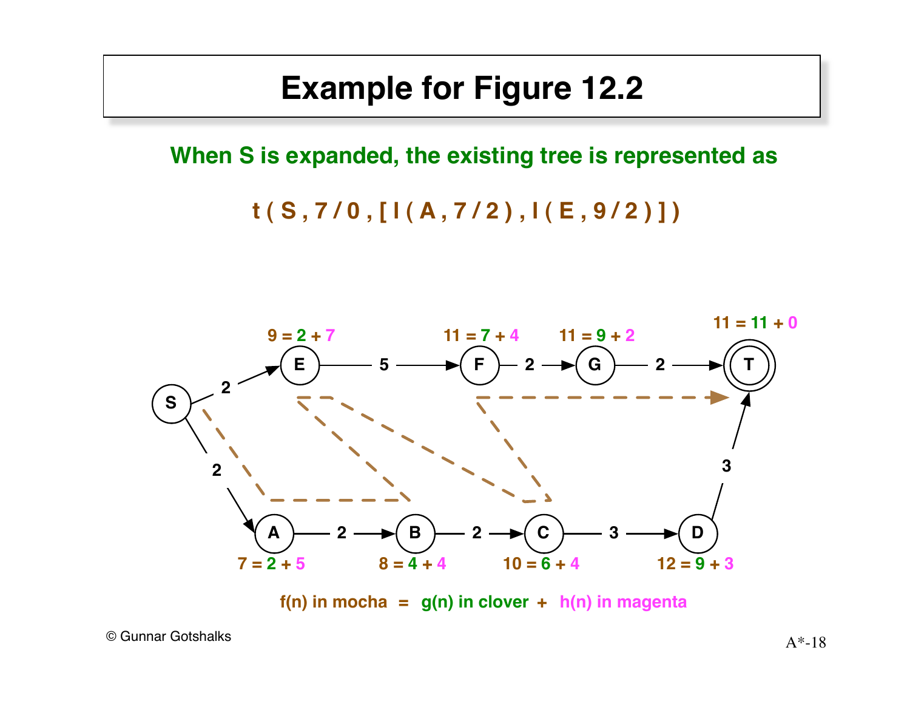# Example for Figure 12.2

**When S is expanded, the existing tree is represented as**

**t ( S , 7 / 0 , [ l ( A , 7 / 2 ) , l ( E , 9 / 2 ) ] )**

E: 9 = 2 + 7

F: 11 = 7 + 4

G: 11 = 9 + 2

T: 11 = 11 + 0

A: 7 = 2 + 5

B: 8 = 4 + 4

C: 10 = 6 + 4

D: 12 = 9 + 3

**f(n) in mocha = g(n) in clover + h(n) in magenta**

© Gunnar Gotshalks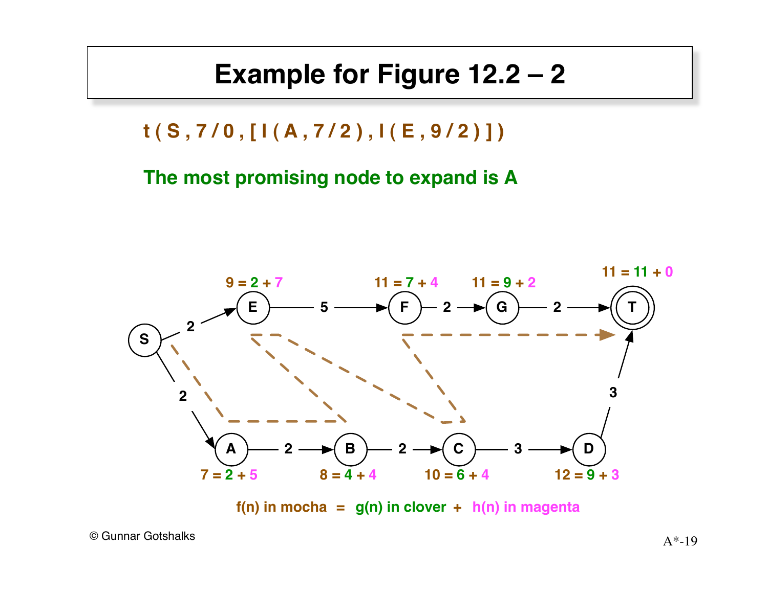# Example for Figure 12.2 – 2

**t ( S , 7 / 0 , [ l ( A , 7 / 2 ) , l ( E , 9 / 2 ) ] )**

**The most promising node to expand is A**

9 = 2 + 7 &nbsp;&nbsp; 11 = 7 + 4 &nbsp;&nbsp; 11 = 9 + 2 &nbsp;&nbsp; 11 = 11 + 0

S, E, F, G, T

2 &nbsp; 5 &nbsp; 2 &nbsp; 2

2 &nbsp; 3

A, B, C, D

2 &nbsp; 2 &nbsp; 3

7 = 2 + 5 &nbsp;&nbsp; 8 = 4 + 4 &nbsp;&nbsp; 10 = 6 + 4 &nbsp;&nbsp; 12 = 9 + 3

f(n) in mocha = g(n) in clover + h(n) in magenta

© Gunnar Gotshalks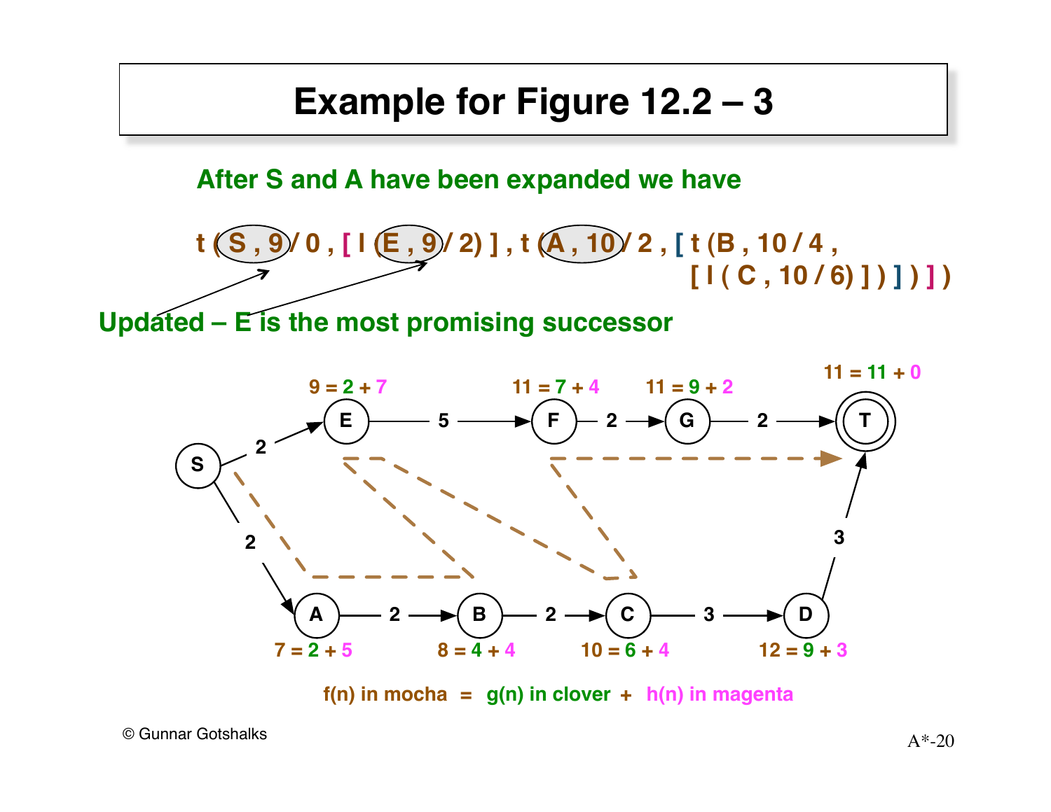# Example for Figure 12.2 – 3

**After S and A have been expanded we have**

**t ( S , 9 / 0 , [ l ( E , 9 / 2) ] , t ( A , 10 / 2 , [ t (B , 10 / 4 , [ l ( C , 10 / 6) ] ) ] ) ] )**

**Updated – E is the most promising successor**

Graph nodes:

- E: $9 = 2 + 7$
- F: $11 = 7 + 4$
- G: $11 = 9 + 2$
- T: $11 = 11 + 0$
- A: $7 = 2 + 5$
- B: $8 = 4 + 4$
- C: $10 = 6 + 4$
- D: $12 = 9 + 3$

Edges: S → E (2), S → A (2), E → F (5), F → G (2), G → T (2), A → B (2), B → C (2), C → D (3), D → T (3)

**f(n) in mocha = g(n) in clover + h(n) in magenta**

© Gunnar Gotshalks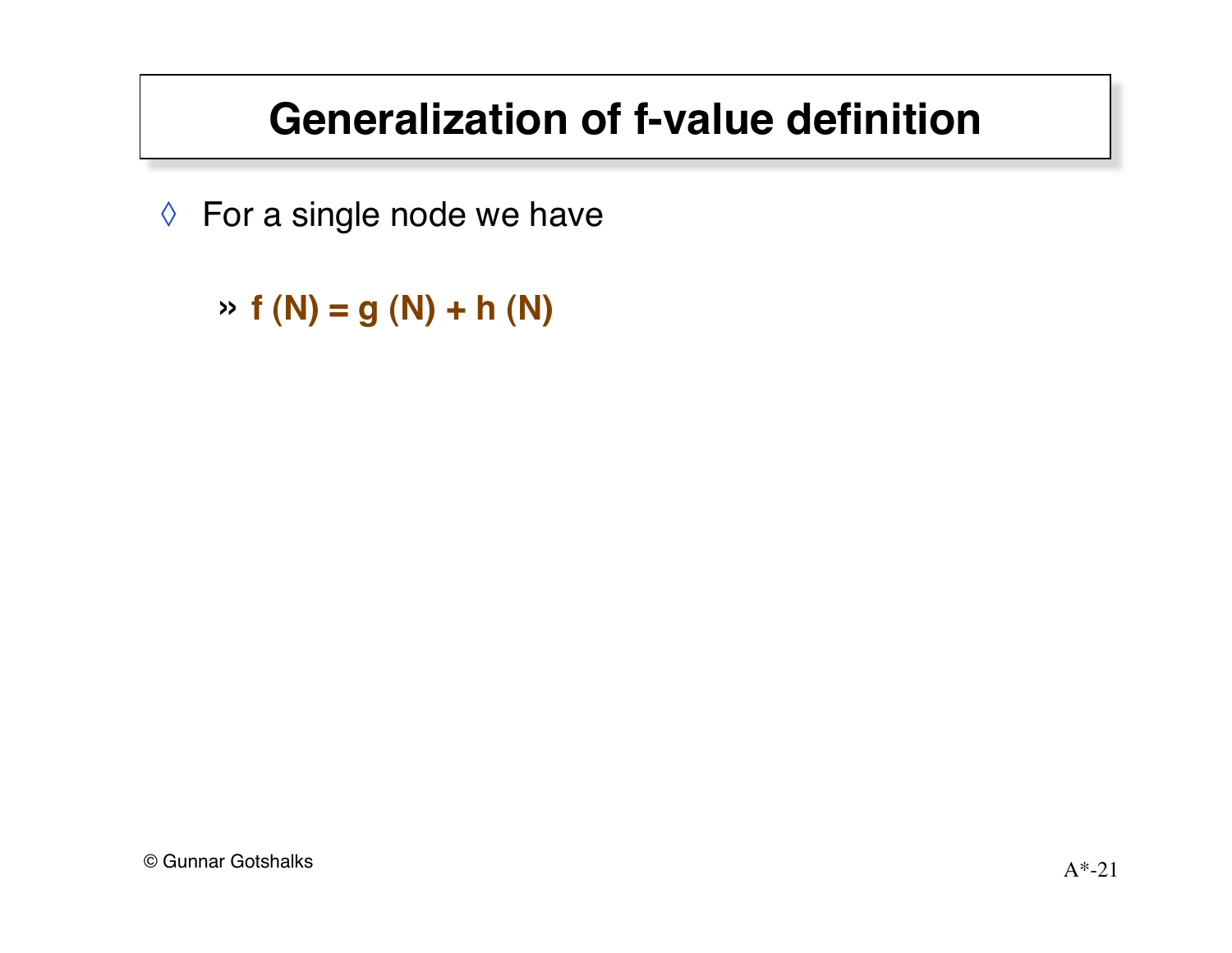# Generalization of f-value definition

- For a single node we have
  - **$f(N) = g(N) + h(N)$**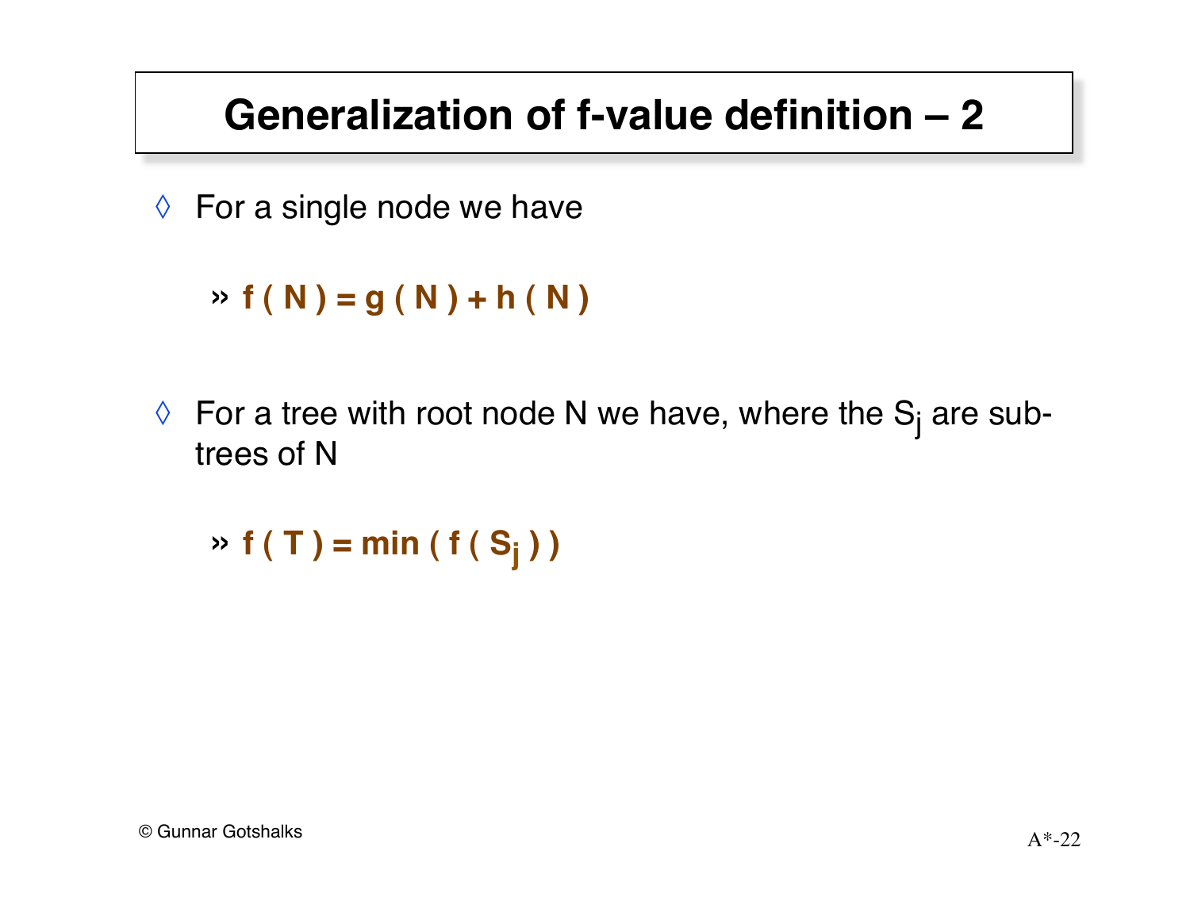# Generalization of f-value definition – 2

- For a single node we have

  » $f(N) = g(N) + h(N)$

- For a tree with root node N we have, where the $S_j$ are sub-trees of N

  » $f(T) = \min(f(S_j))$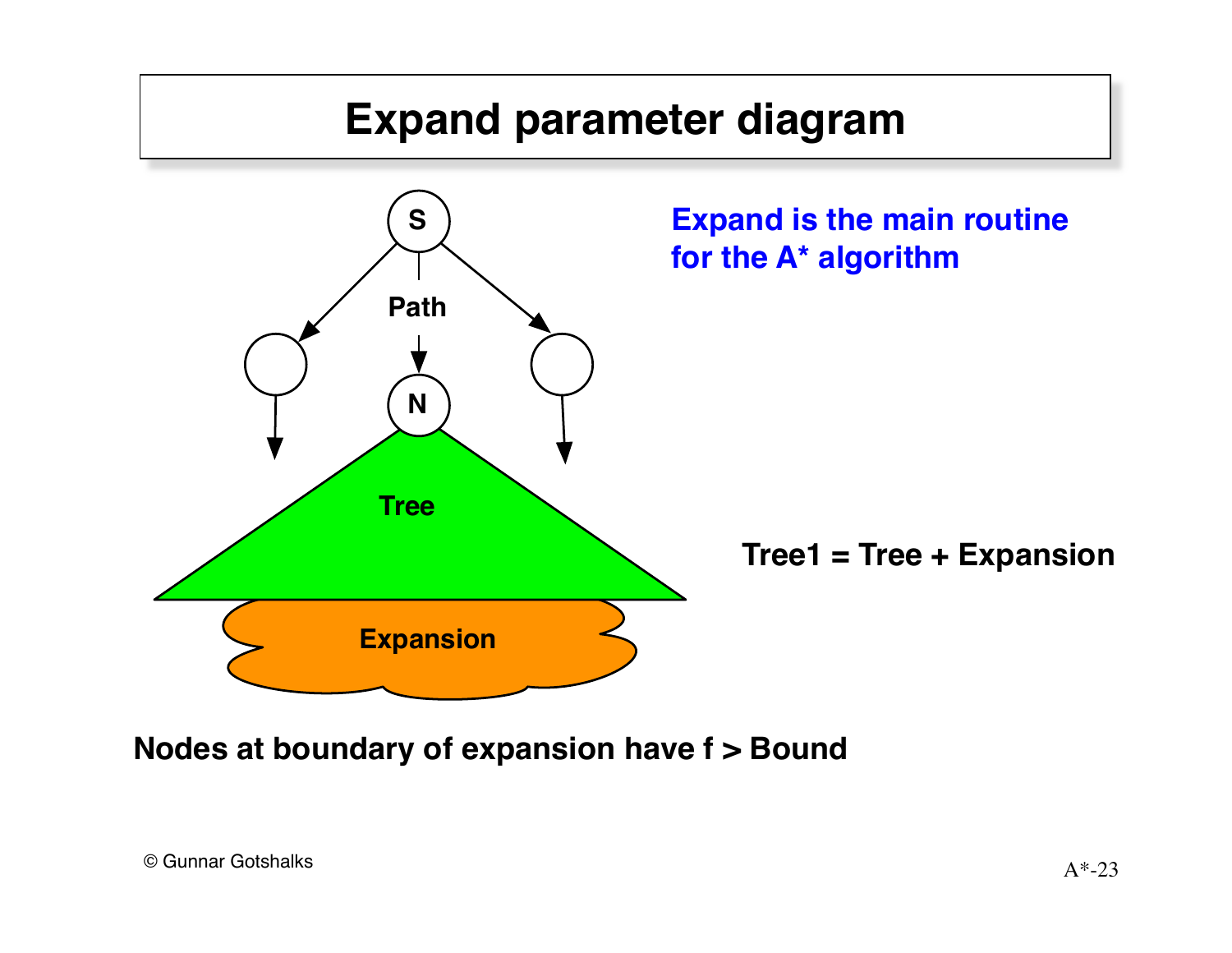# Expand parameter diagram

S

Path

N

Tree

Expansion

**Expand is the main routine for the A* algorithm**

**Tree1 = Tree + Expansion**

**Nodes at boundary of expansion have f > Bound**

© Gunnar Gotshalks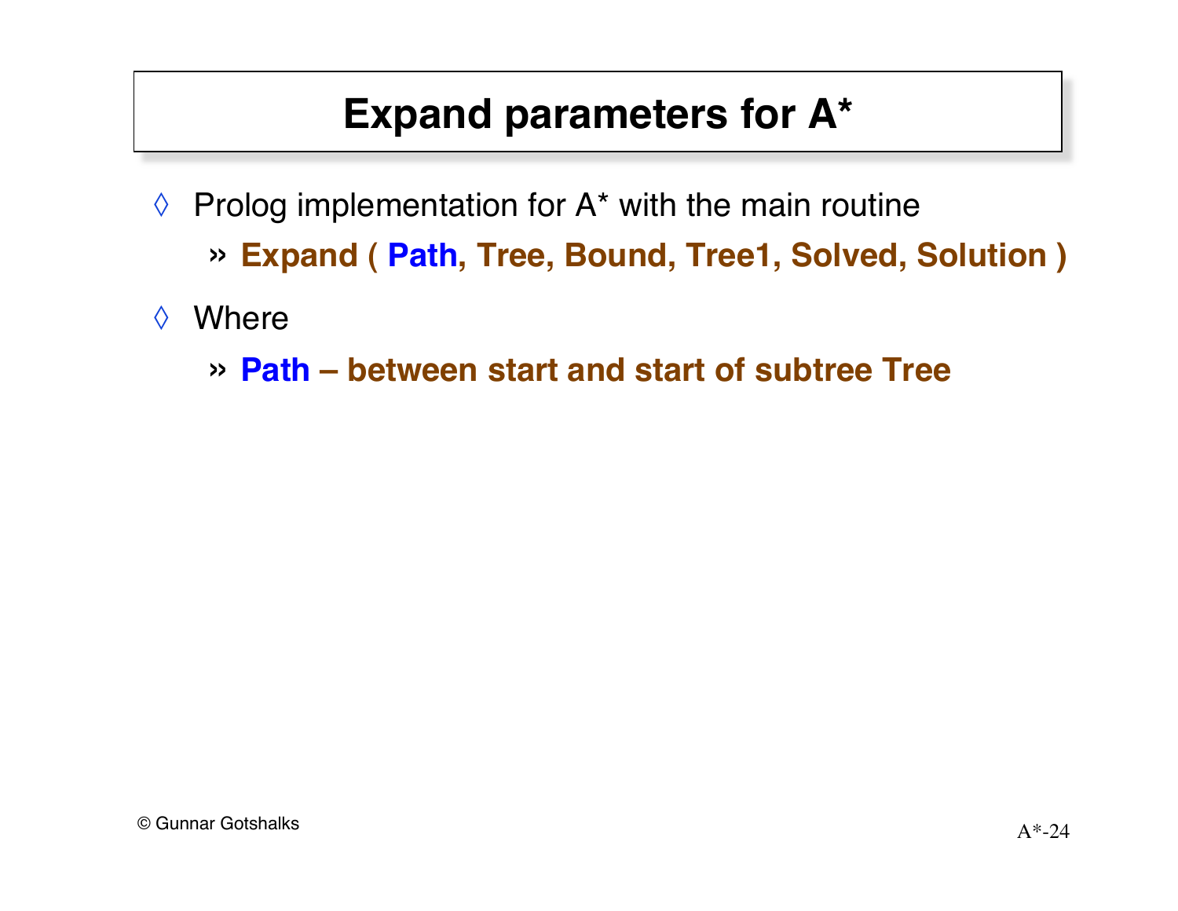# Expand parameters for A*

- Prolog implementation for A* with the main routine
  - **Expand ( Path, Tree, Bound, Tree1, Solved, Solution )**
- Where
  - **Path – between start and start of subtree Tree**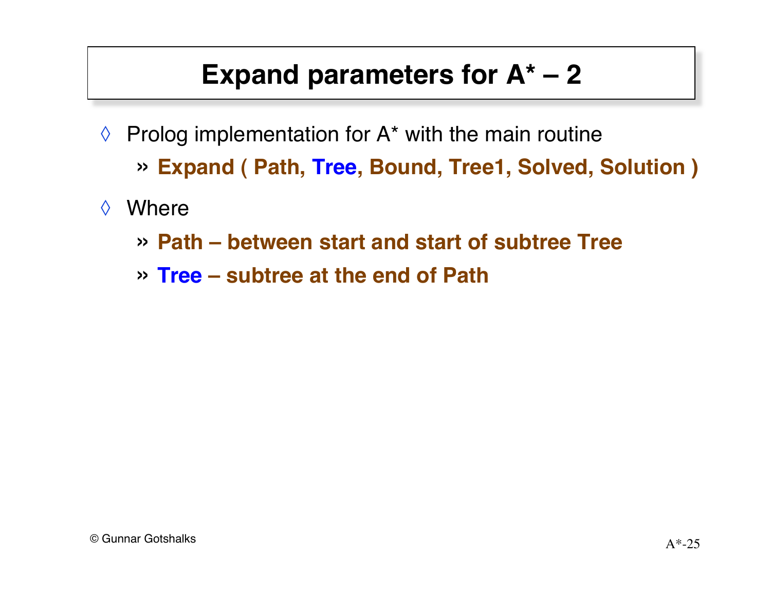# Expand parameters for A* – 2

- Prolog implementation for A* with the main routine
  - **Expand ( Path, Tree, Bound, Tree1, Solved, Solution )**
- Where
  - **Path – between start and start of subtree Tree**
  - **Tree – subtree at the end of Path**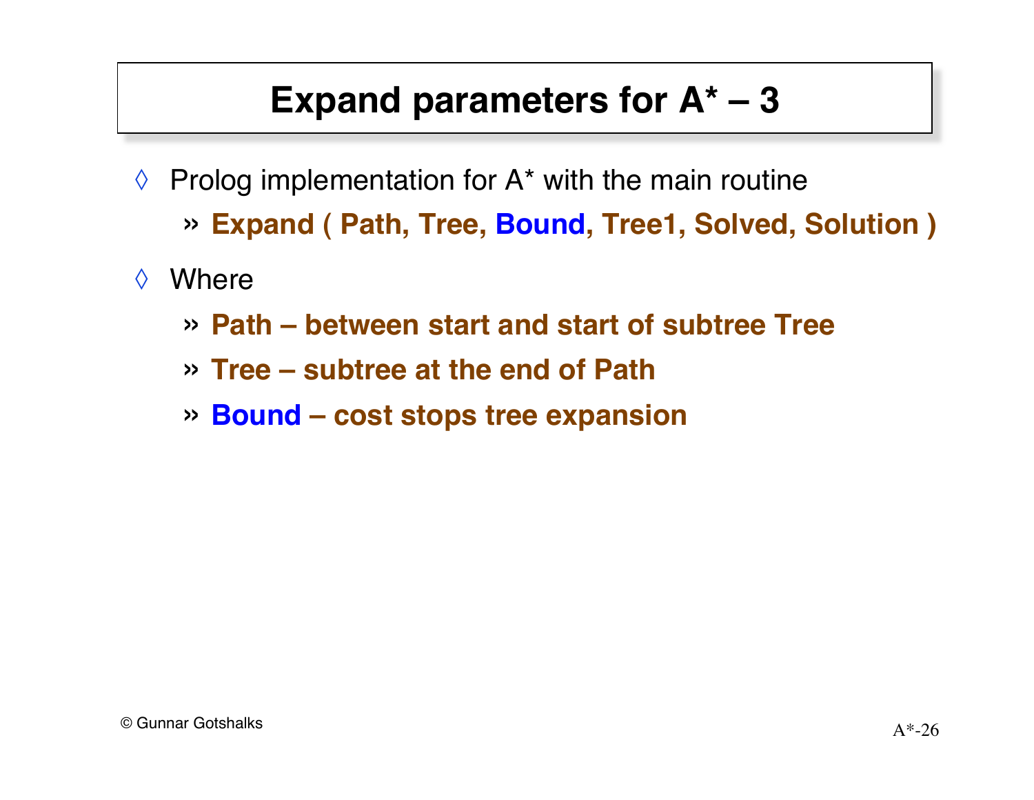# Expand parameters for A* – 3

- Prolog implementation for A* with the main routine
  - **Expand ( Path, Tree, Bound, Tree1, Solved, Solution )**
- Where
  - **Path – between start and start of subtree Tree**
  - **Tree – subtree at the end of Path**
  - **Bound – cost stops tree expansion**

© Gunnar Gotshalks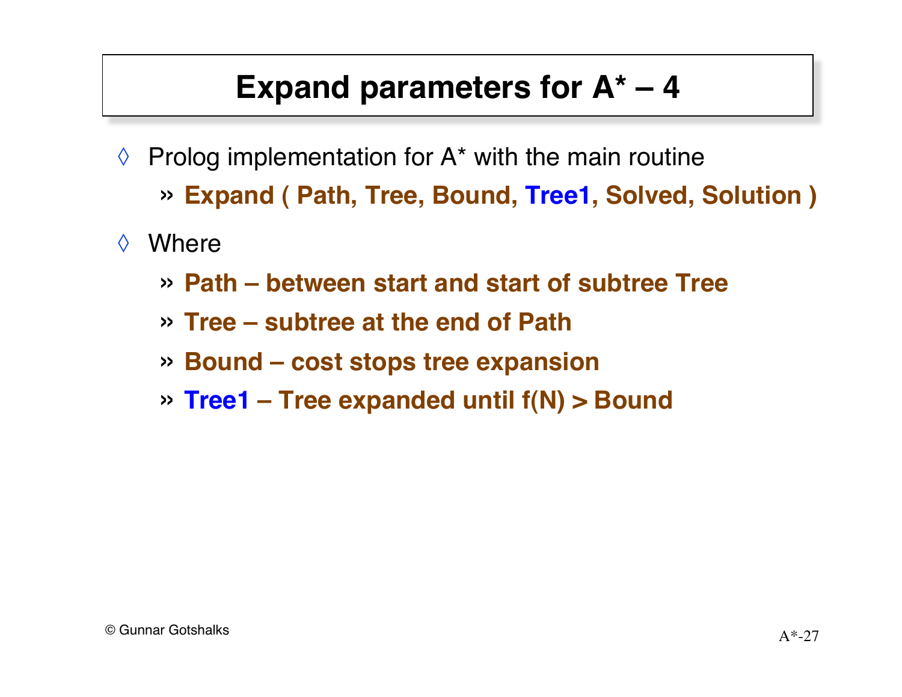# Expand parameters for A* – 4

- Prolog implementation for A* with the main routine
  - **Expand ( Path, Tree, Bound, Tree1, Solved, Solution )**
- Where
  - **Path – between start and start of subtree Tree**
  - **Tree – subtree at the end of Path**
  - **Bound – cost stops tree expansion**
  - **Tree1 – Tree expanded until f(N) > Bound**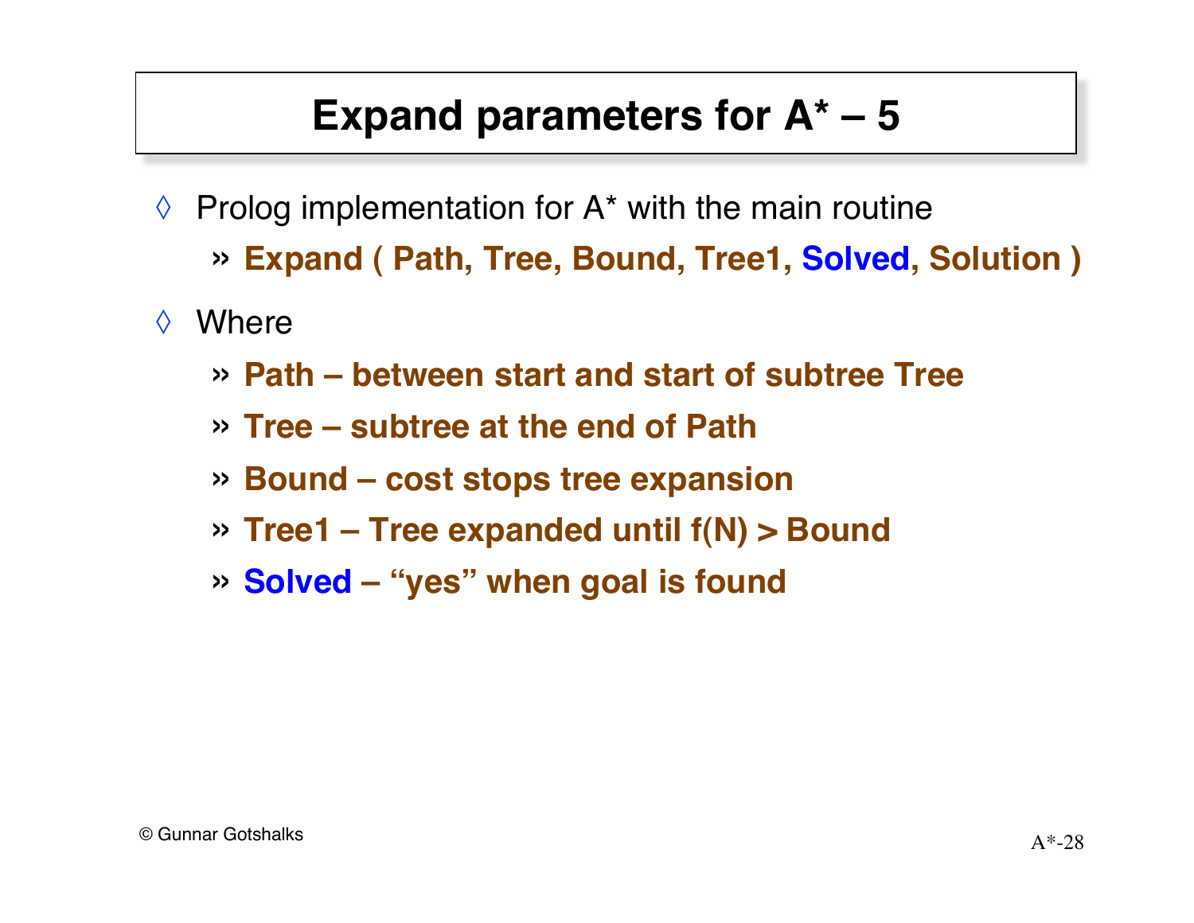# Expand parameters for A* – 5

- Prolog implementation for A* with the main routine
  - **Expand ( Path, Tree, Bound, Tree1, Solved, Solution )**
- Where
  - **Path – between start and start of subtree Tree**
  - **Tree – subtree at the end of Path**
  - **Bound – cost stops tree expansion**
  - **Tree1 – Tree expanded until f(N) > Bound**
  - **Solved – "yes" when goal is found**

© Gunnar Gotshalks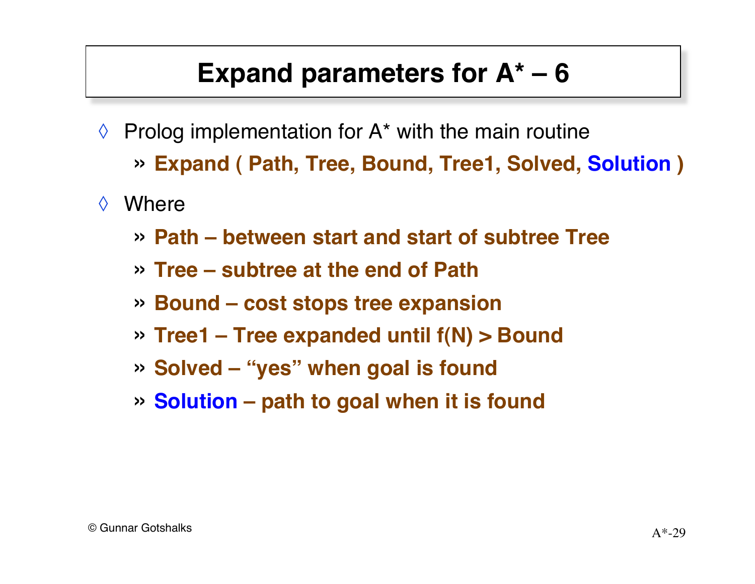# Expand parameters for A* – 6

- Prolog implementation for A* with the main routine
  - **Expand ( Path, Tree, Bound, Tree1, Solved, Solution )**
- Where
  - **Path – between start and start of subtree Tree**
  - **Tree – subtree at the end of Path**
  - **Bound – cost stops tree expansion**
  - **Tree1 – Tree expanded until f(N) > Bound**
  - **Solved – "yes" when goal is found**
  - **Solution – path to goal when it is found**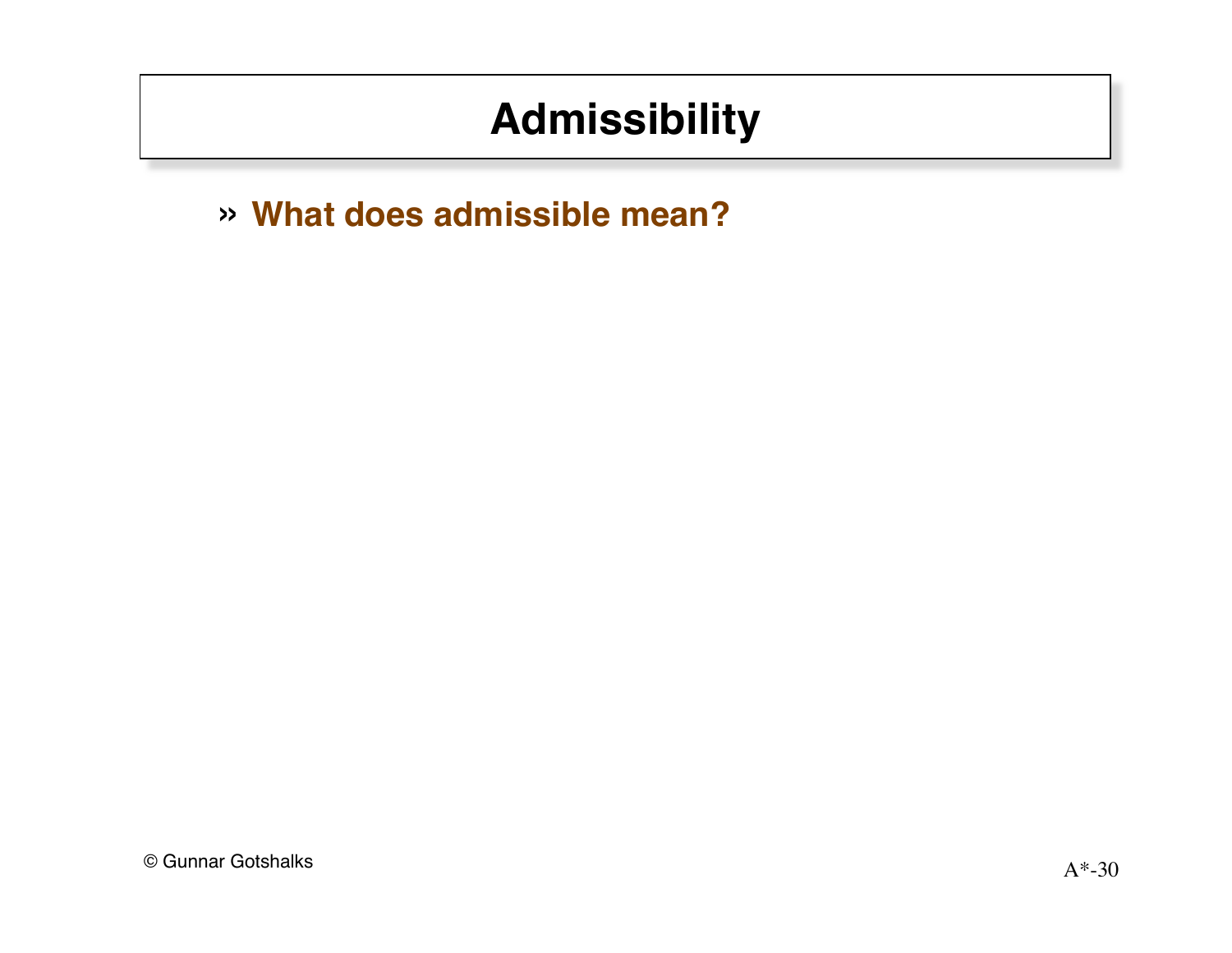# Admissibility

» **What does admissible mean?**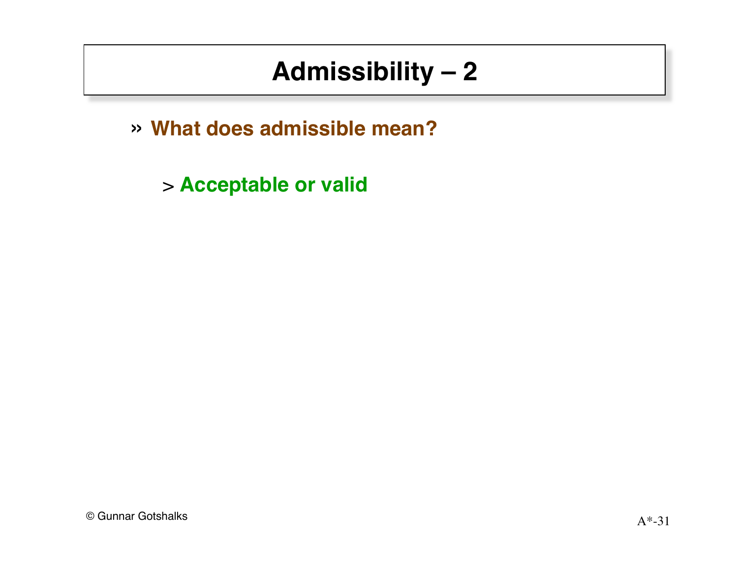# Admissibility – 2

- **What does admissible mean?**
  - **Acceptable or valid**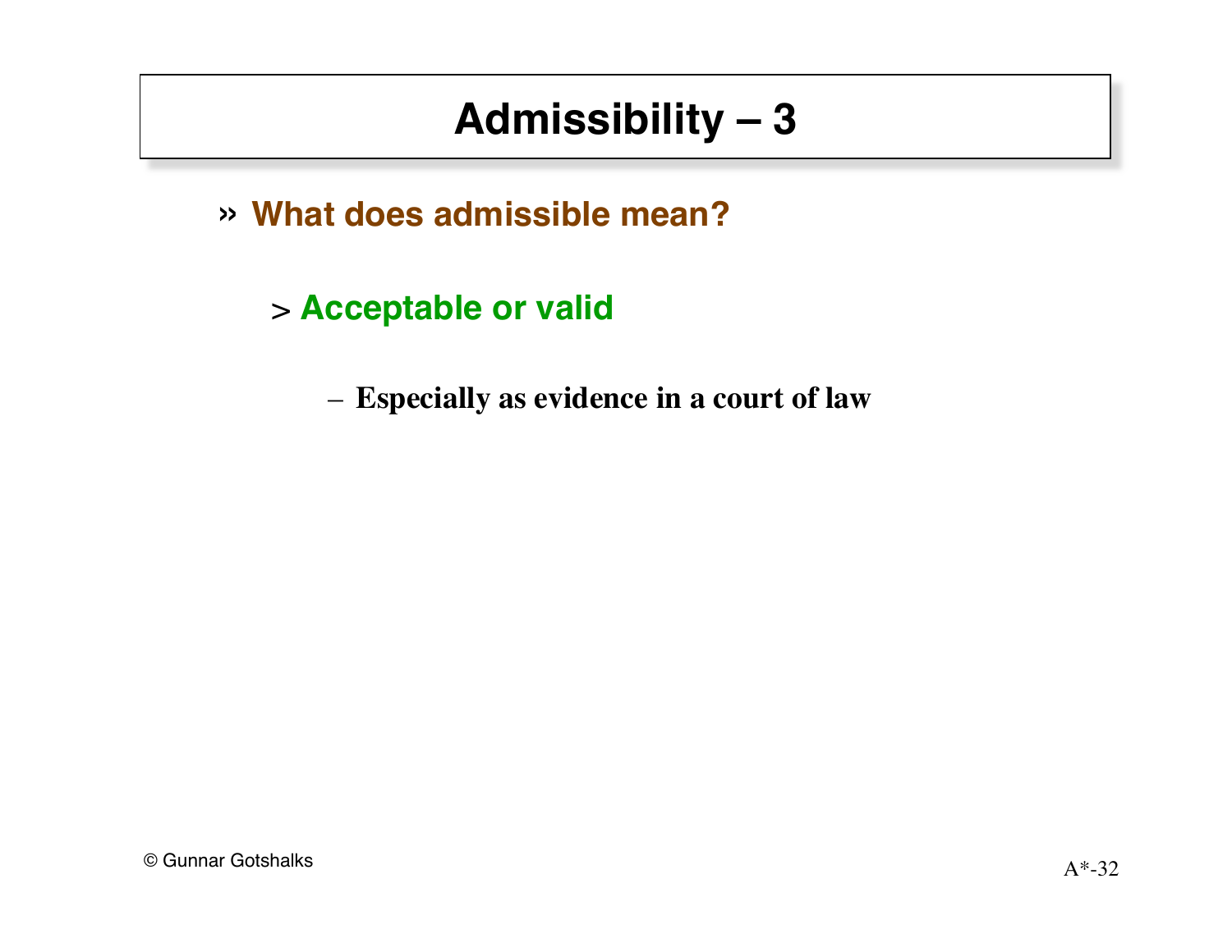# Admissibility – 3

- **What does admissible mean?**
  - **Acceptable or valid**
    - **Especially as evidence in a court of law**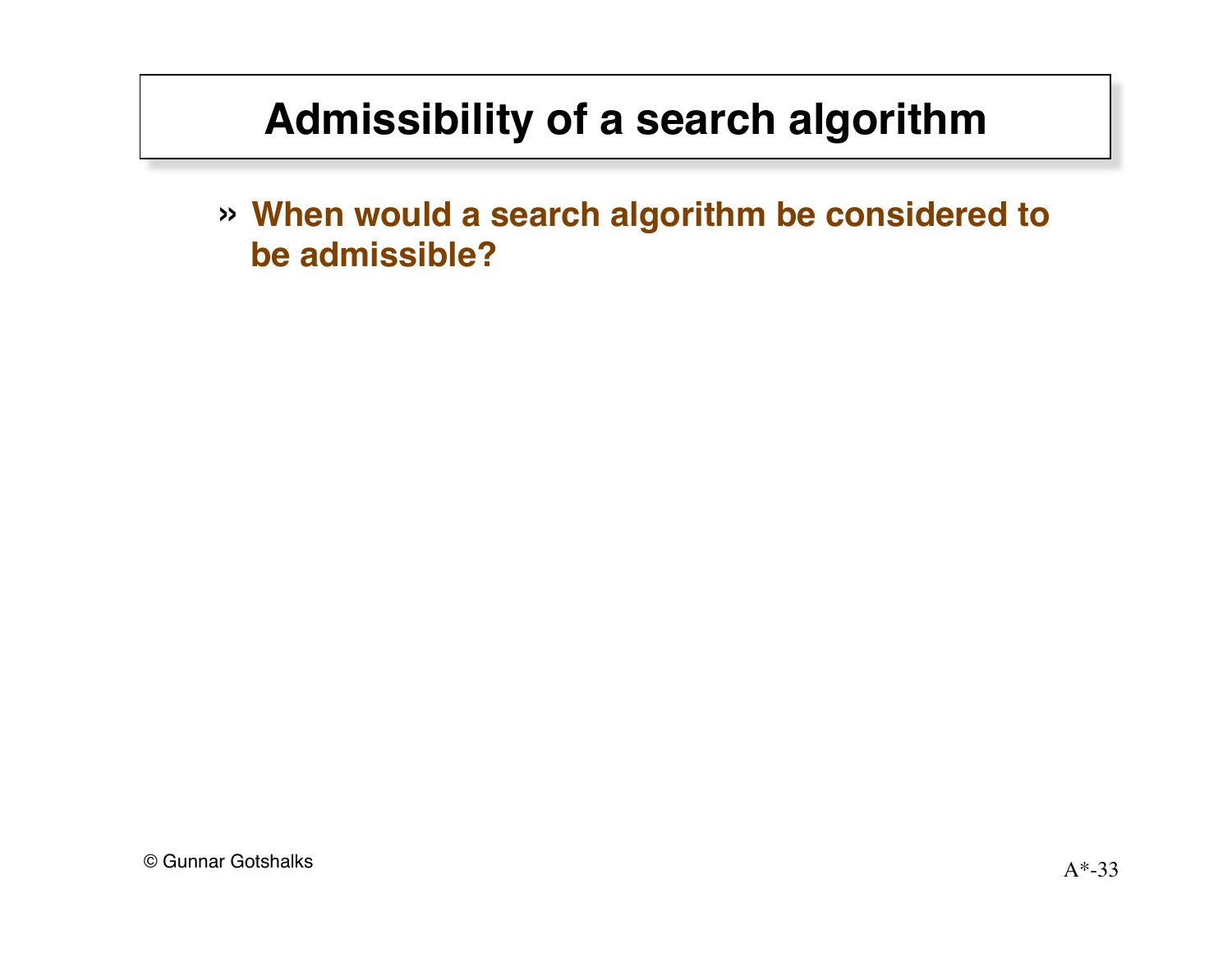# Admissibility of a search algorithm

» **When would a search algorithm be considered to be admissible?**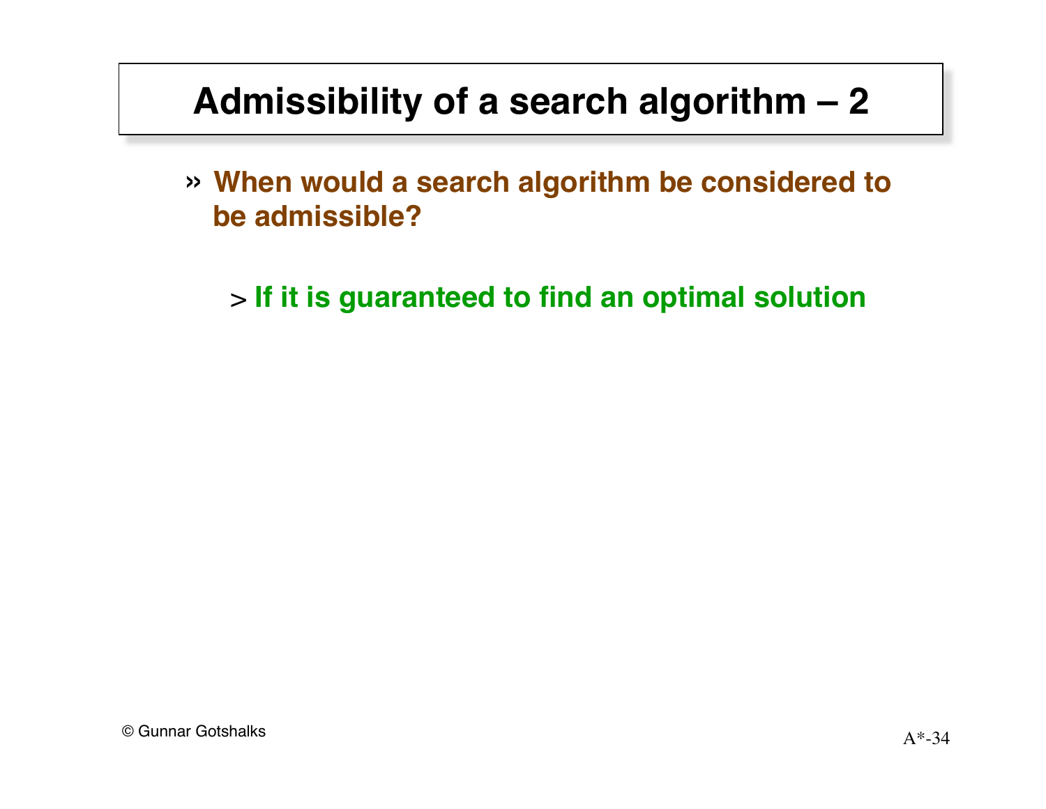# Admissibility of a search algorithm – 2

- **When would a search algorithm be considered to be admissible?**

  - **If it is guaranteed to find an optimal solution**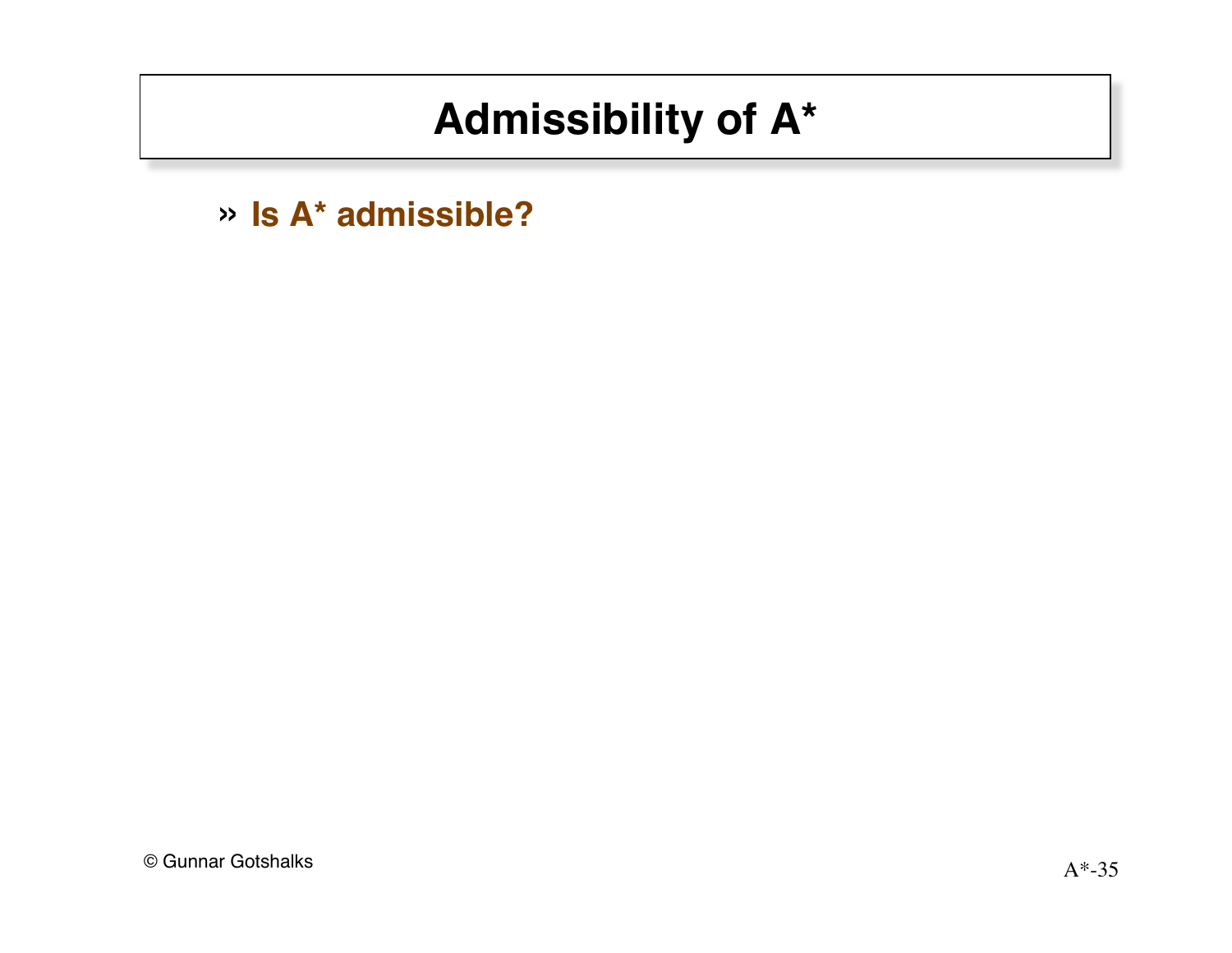# Admissibility of A*

- **Is A* admissible?**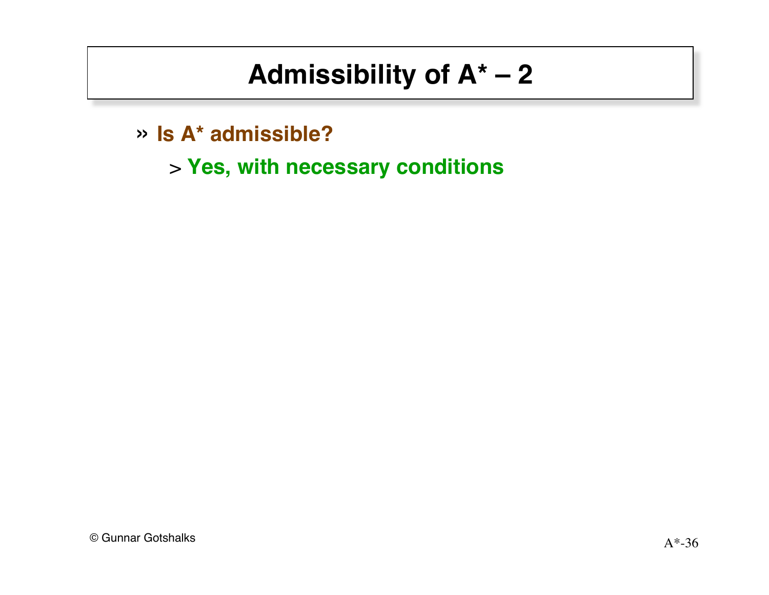# Admissibility of A* – 2

- **Is A* admissible?**
  - **Yes, with necessary conditions**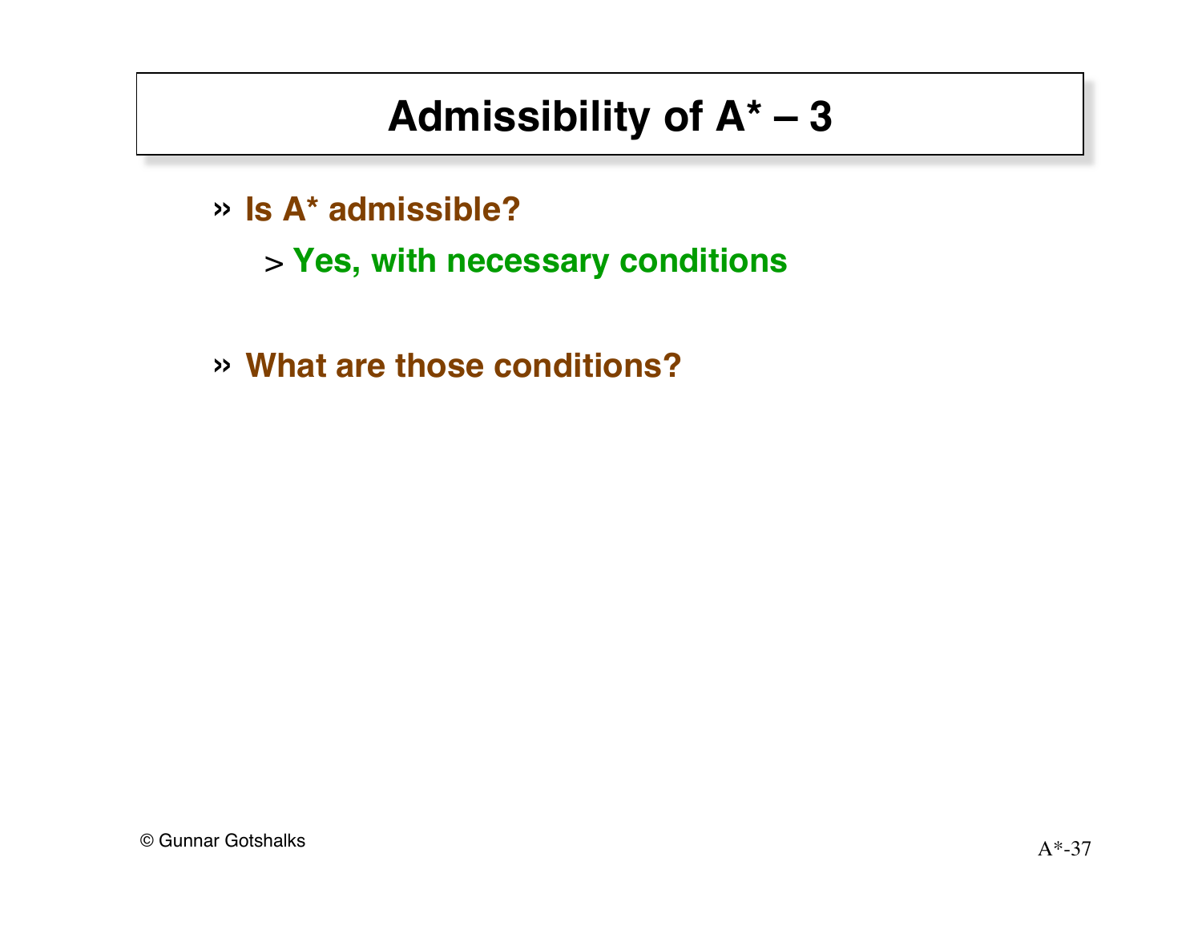# Admissibility of A* – 3

- **Is A* admissible?**
  - **Yes, with necessary conditions**

- **What are those conditions?**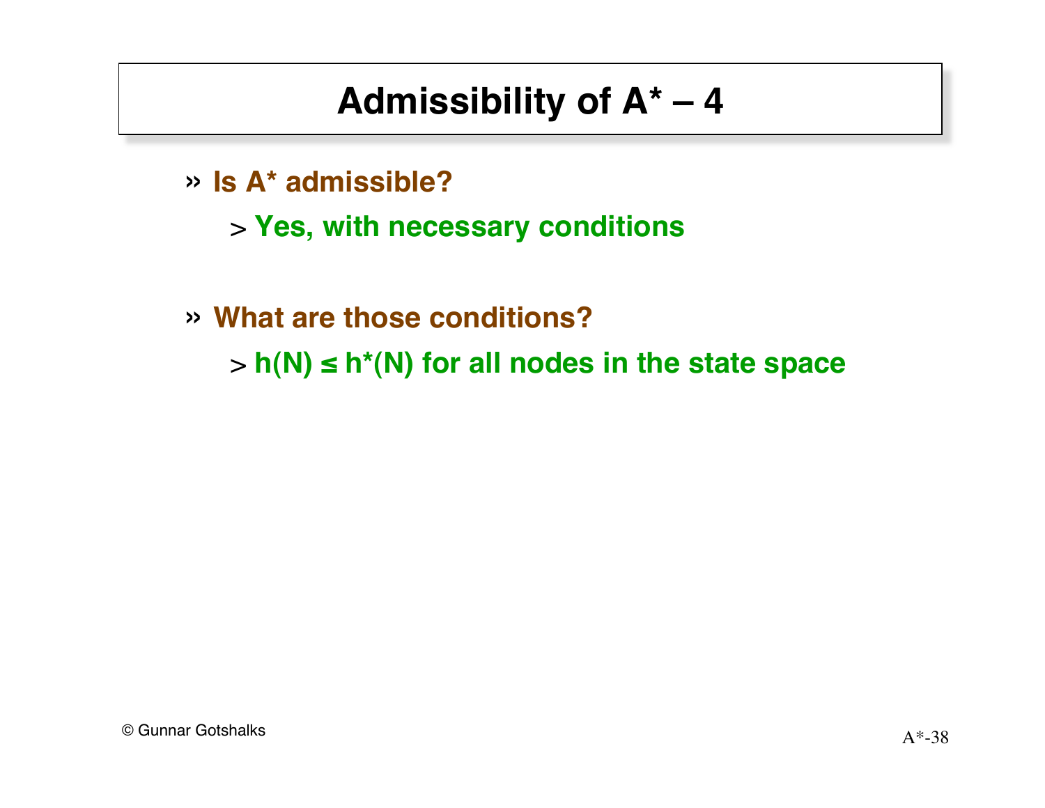# Admissibility of A* – 4

- **Is A* admissible?**
  - **Yes, with necessary conditions**

- **What are those conditions?**
  - **$h(N) \leq h^*(N)$ for all nodes in the state space**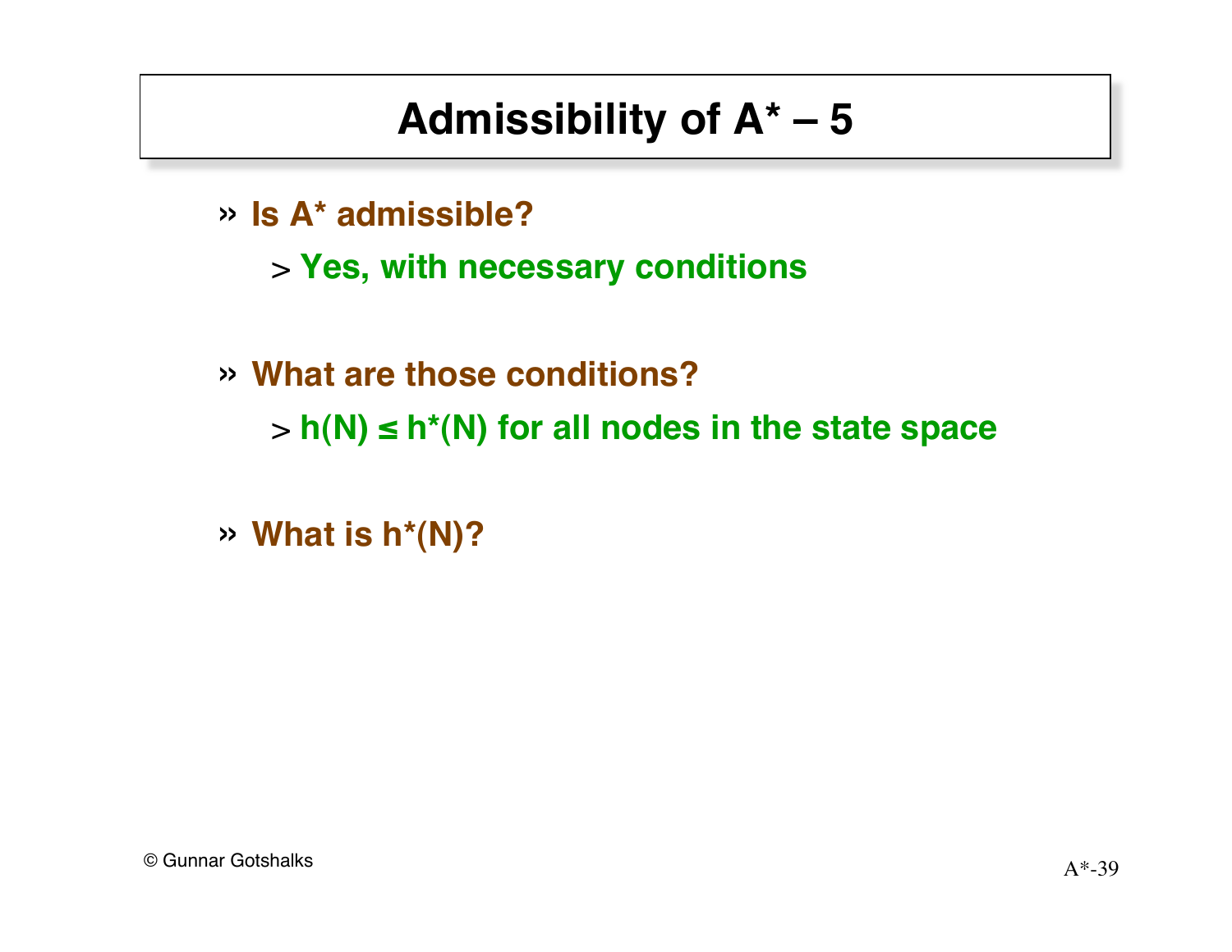# Admissibility of A* – 5

- **Is A* admissible?**
  - **Yes, with necessary conditions**

- **What are those conditions?**
  - **$h(N) \leq h^*(N)$ for all nodes in the state space**

- **What is $h^*(N)$?**

© Gunnar Gotshalks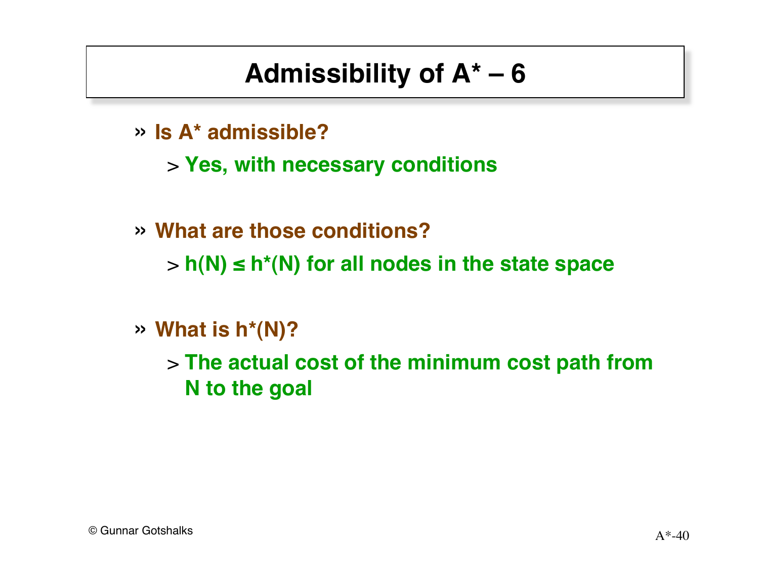# Admissibility of A* – 6

- **Is A* admissible?**
  - **Yes, with necessary conditions**

- **What are those conditions?**
  - **$h(N) \le h^*(N)$ for all nodes in the state space**

- **What is $h^*(N)$?**
  - **The actual cost of the minimum cost path from N to the goal**

© Gunnar Gotshalks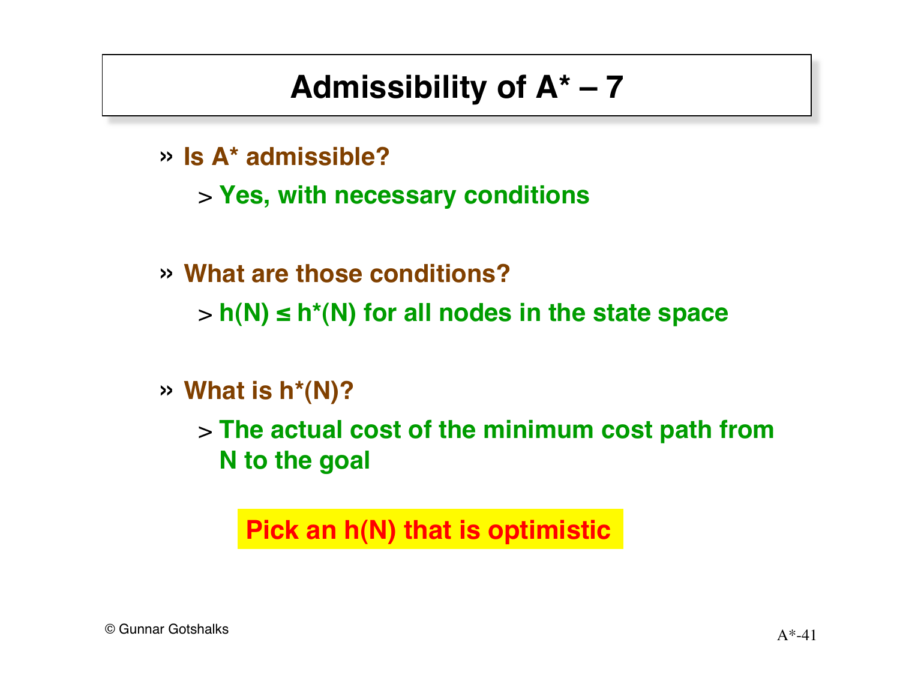# Admissibility of A* – 7

- **Is A* admissible?**
  - **Yes, with necessary conditions**

- **What are those conditions?**
  - **$h(N) \leq h^*(N)$ for all nodes in the state space**

- **What is $h^*(N)$?**
  - **The actual cost of the minimum cost path from N to the goal**

**Pick an h(N) that is optimistic**

© Gunnar Gotshalks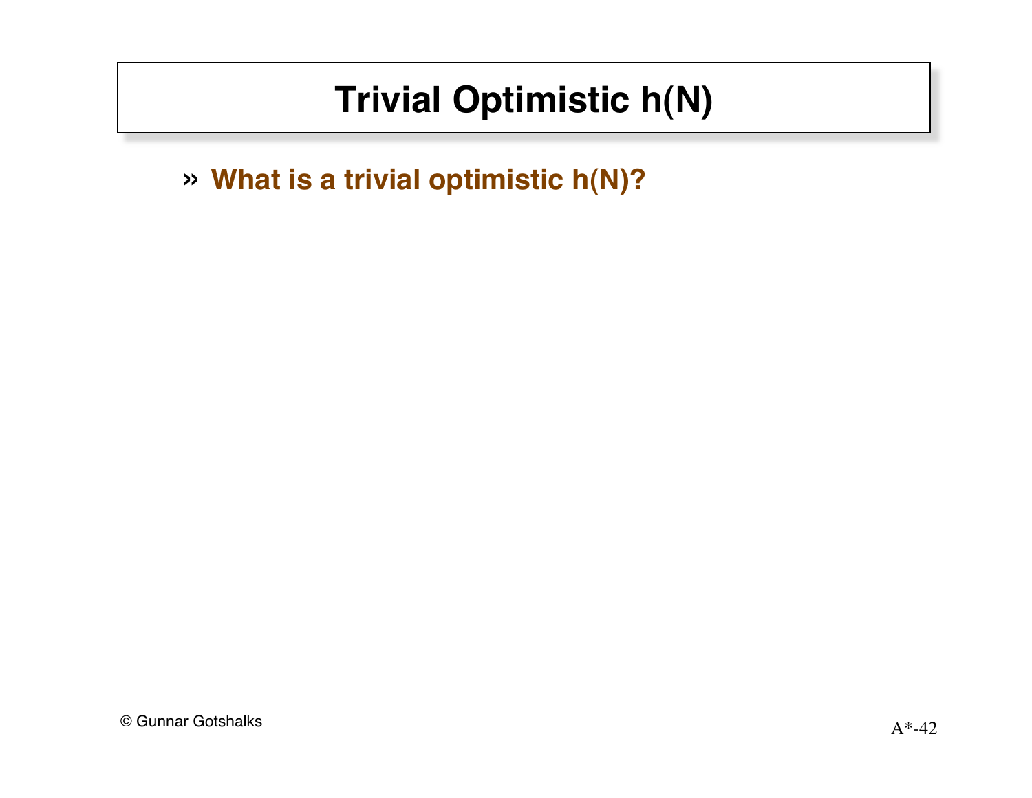# Trivial Optimistic h(N)

- **What is a trivial optimistic h(N)?**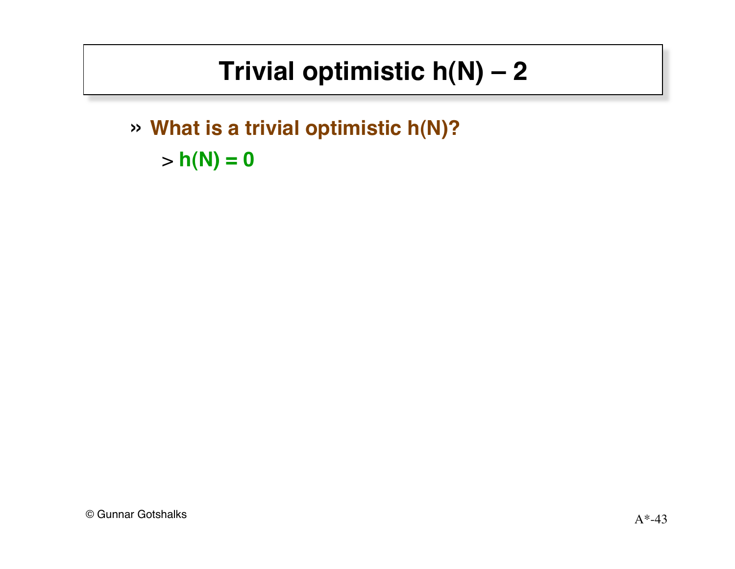# Trivial optimistic h(N) – 2

- **What is a trivial optimistic h(N)?**
  - **h(N) = 0**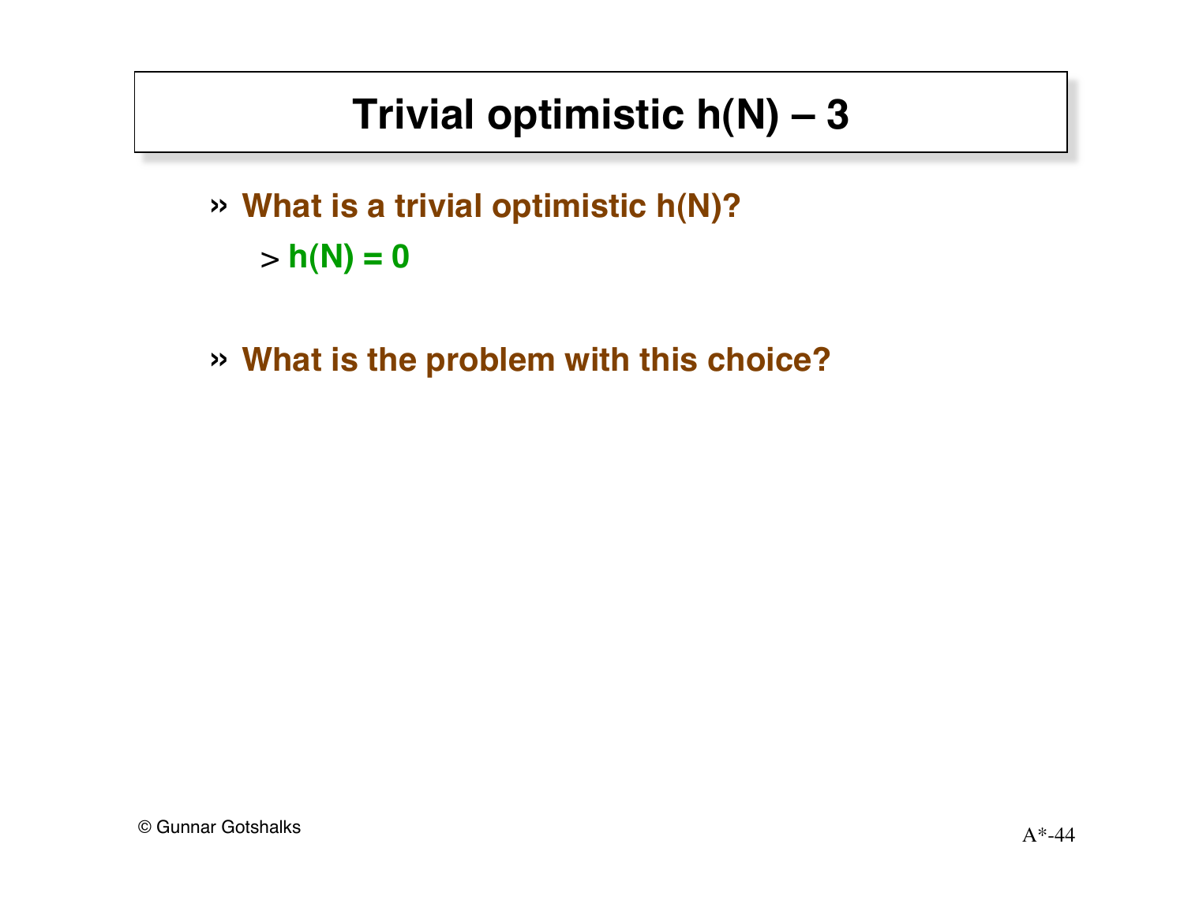# Trivial optimistic h(N) – 3

- **What is a trivial optimistic h(N)?**
  - **h(N) = 0**

- **What is the problem with this choice?**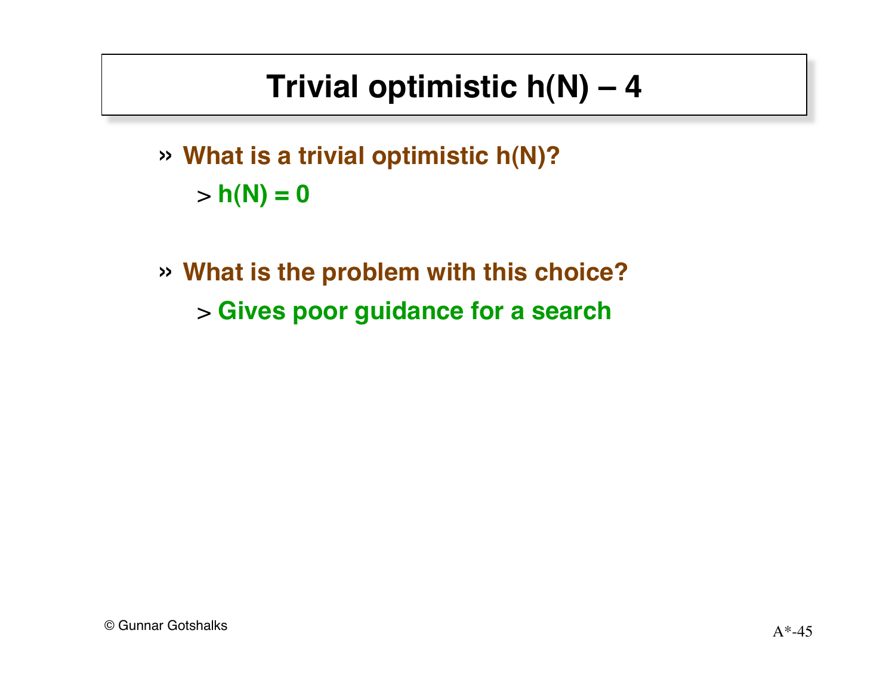# Trivial optimistic h(N) – 4

- **What is a trivial optimistic h(N)?**
  - **h(N) = 0**

- **What is the problem with this choice?**
  - **Gives poor guidance for a search**

© Gunnar Gotshalks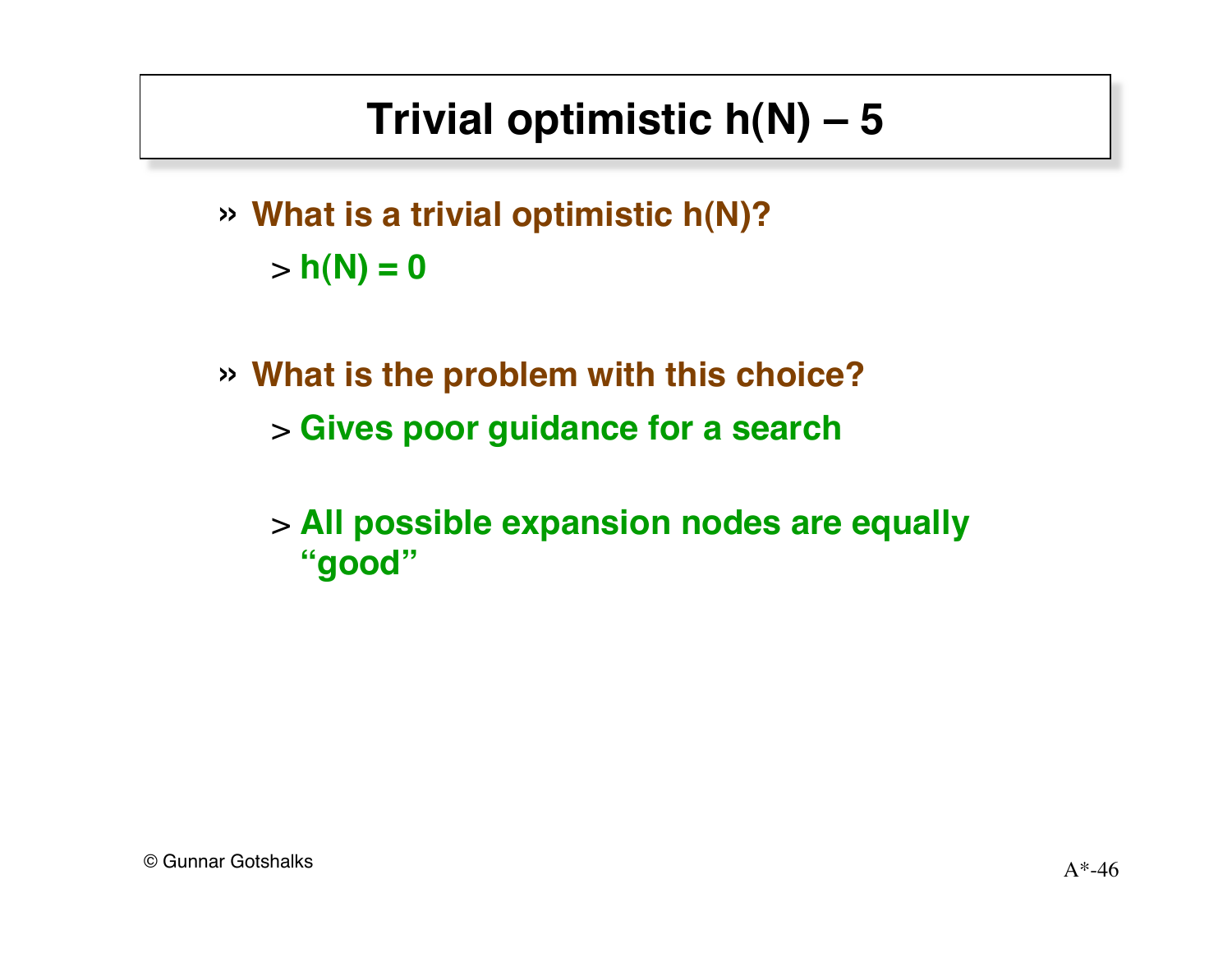# Trivial optimistic h(N) – 5

- **What is a trivial optimistic h(N)?**
  - **h(N) = 0**

- **What is the problem with this choice?**
  - **Gives poor guidance for a search**
  - **All possible expansion nodes are equally "good"**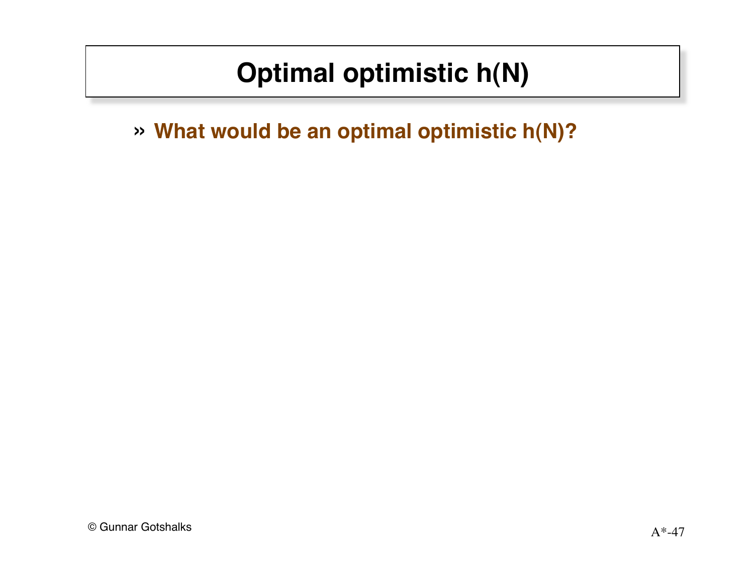# Optimal optimistic h(N)

- **What would be an optimal optimistic h(N)?**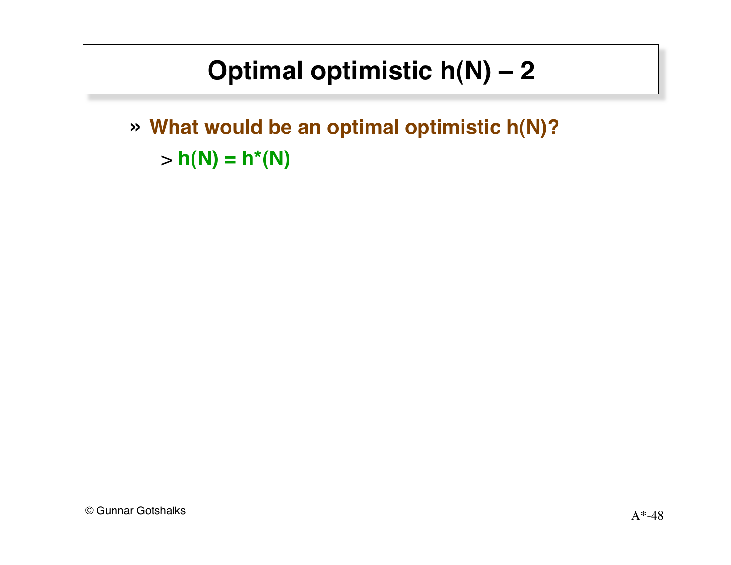# Optimal optimistic h(N) – 2

- **What would be an optimal optimistic h(N)?**
  - **$h(N) = h^*(N)$**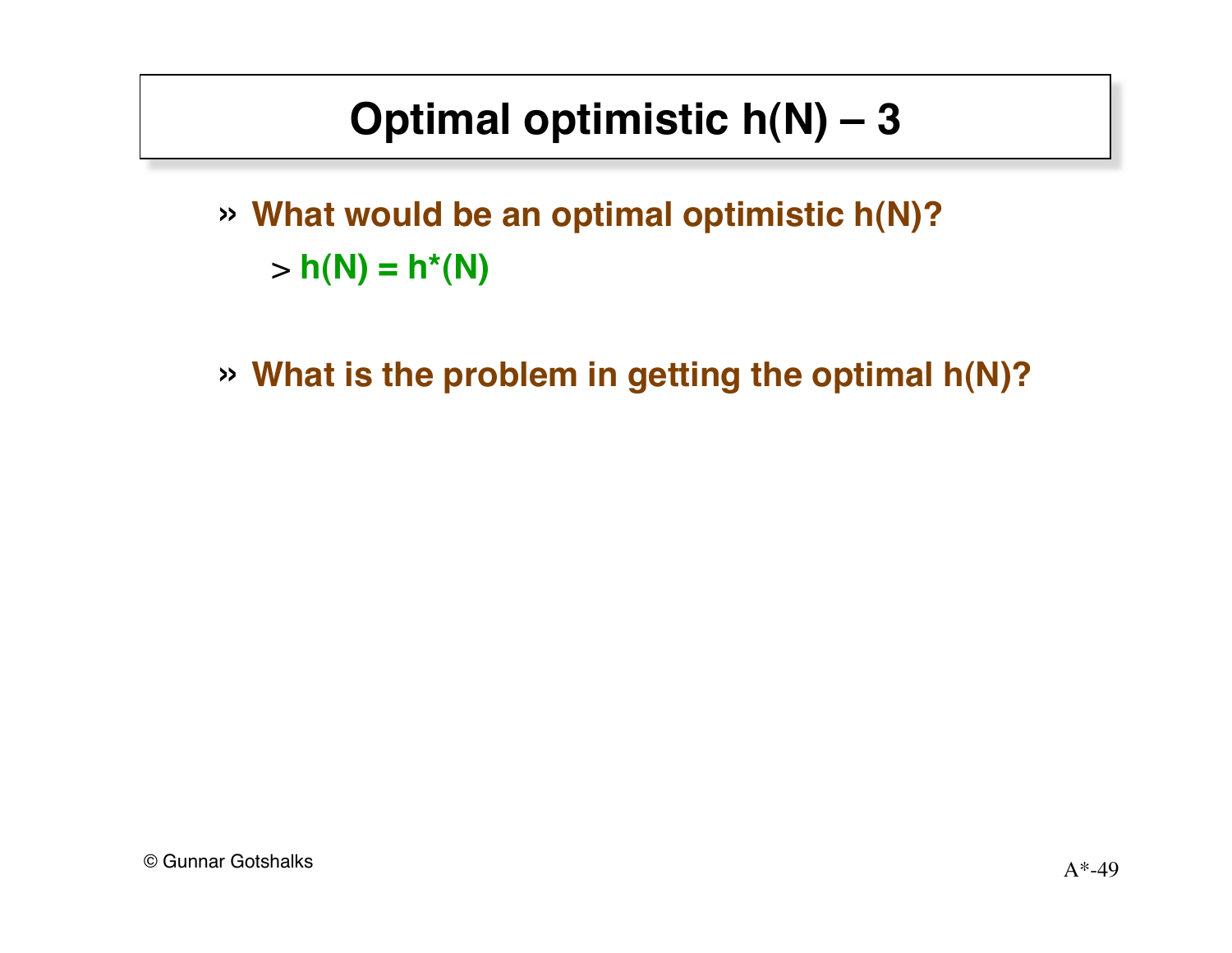# Optimal optimistic h(N) – 3

- **What would be an optimal optimistic h(N)?**
  - **$h(N) = h^*(N)$**

- **What is the problem in getting the optimal h(N)?**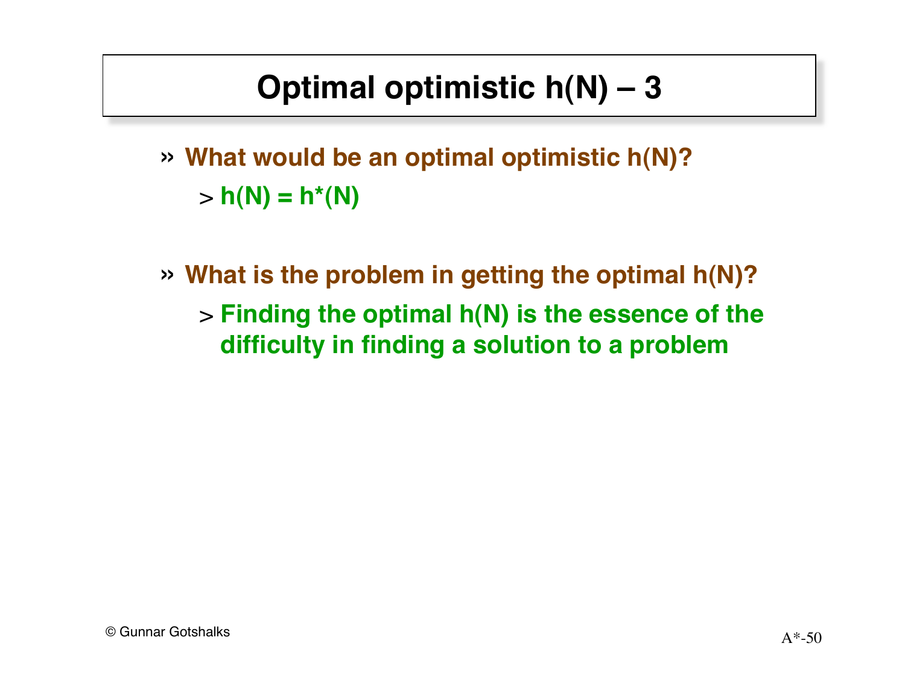# Optimal optimistic h(N) – 3

- **What would be an optimal optimistic h(N)?**
  - **$h(N) = h^*(N)$**

- **What is the problem in getting the optimal h(N)?**
  - **Finding the optimal h(N) is the essence of the difficulty in finding a solution to a problem**

© Gunnar Gotshalks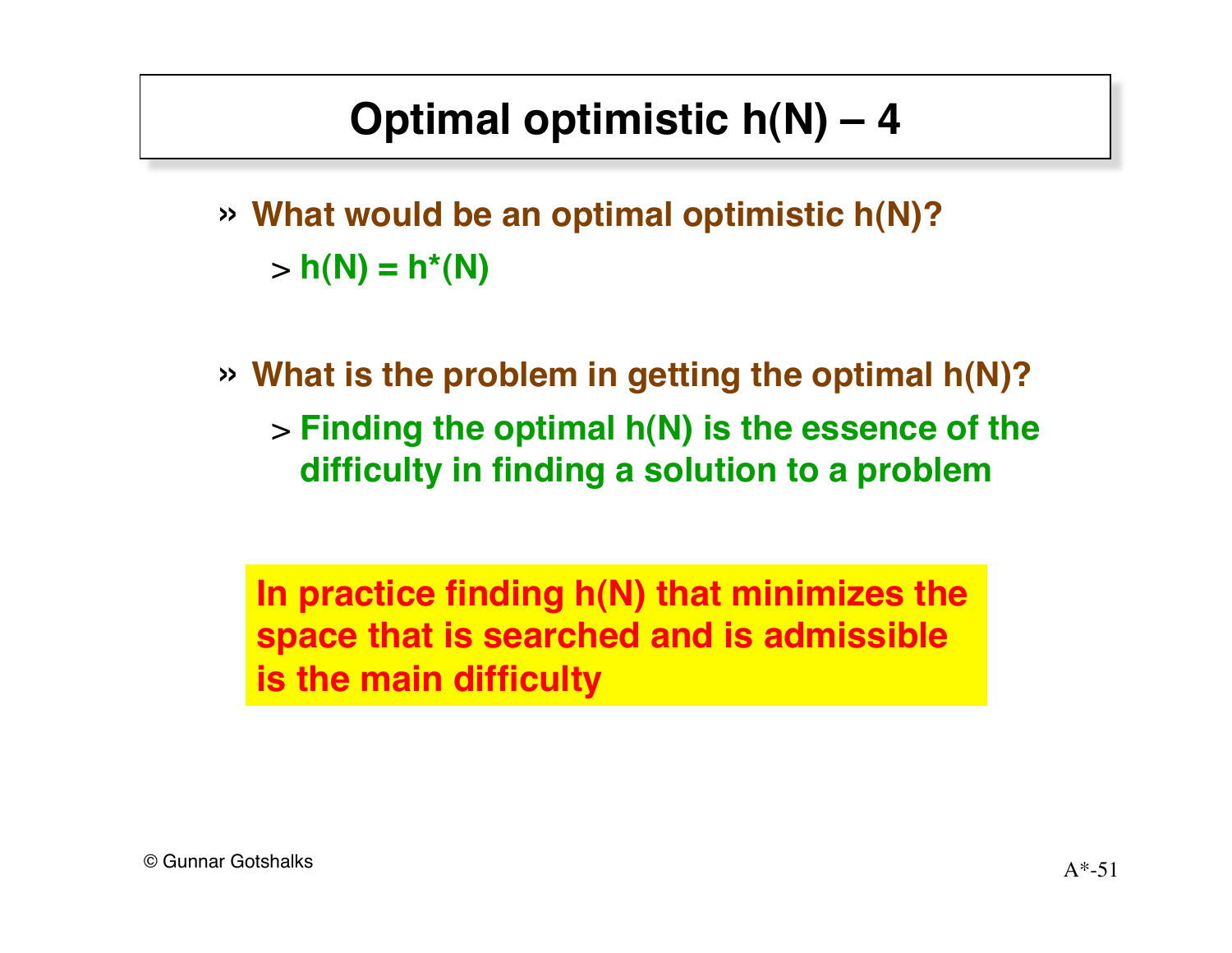# Optimal optimistic h(N) – 4

- **What would be an optimal optimistic h(N)?**
  - **$h(N) = h^*(N)$**

- **What is the problem in getting the optimal h(N)?**
  - **Finding the optimal h(N) is the essence of the difficulty in finding a solution to a problem**

**In practice finding h(N) that minimizes the space that is searched and is admissible is the main difficulty**

© Gunnar Gotshalks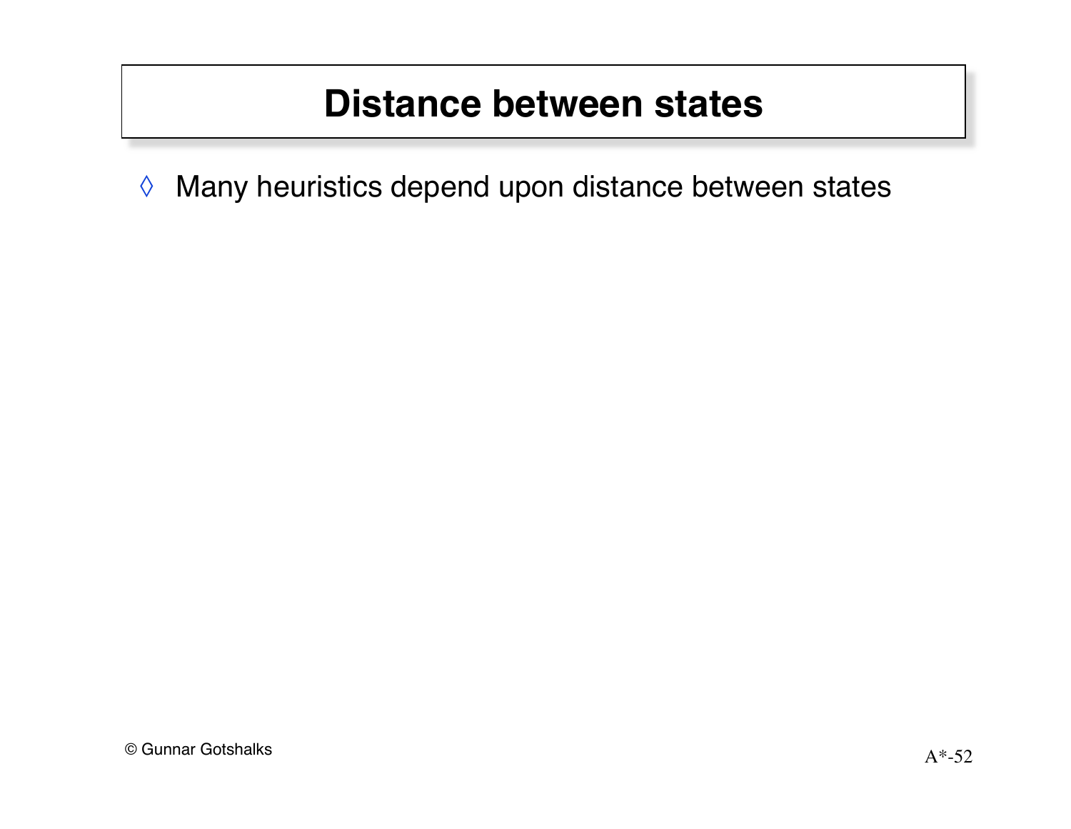# Distance between states

- Many heuristics depend upon distance between states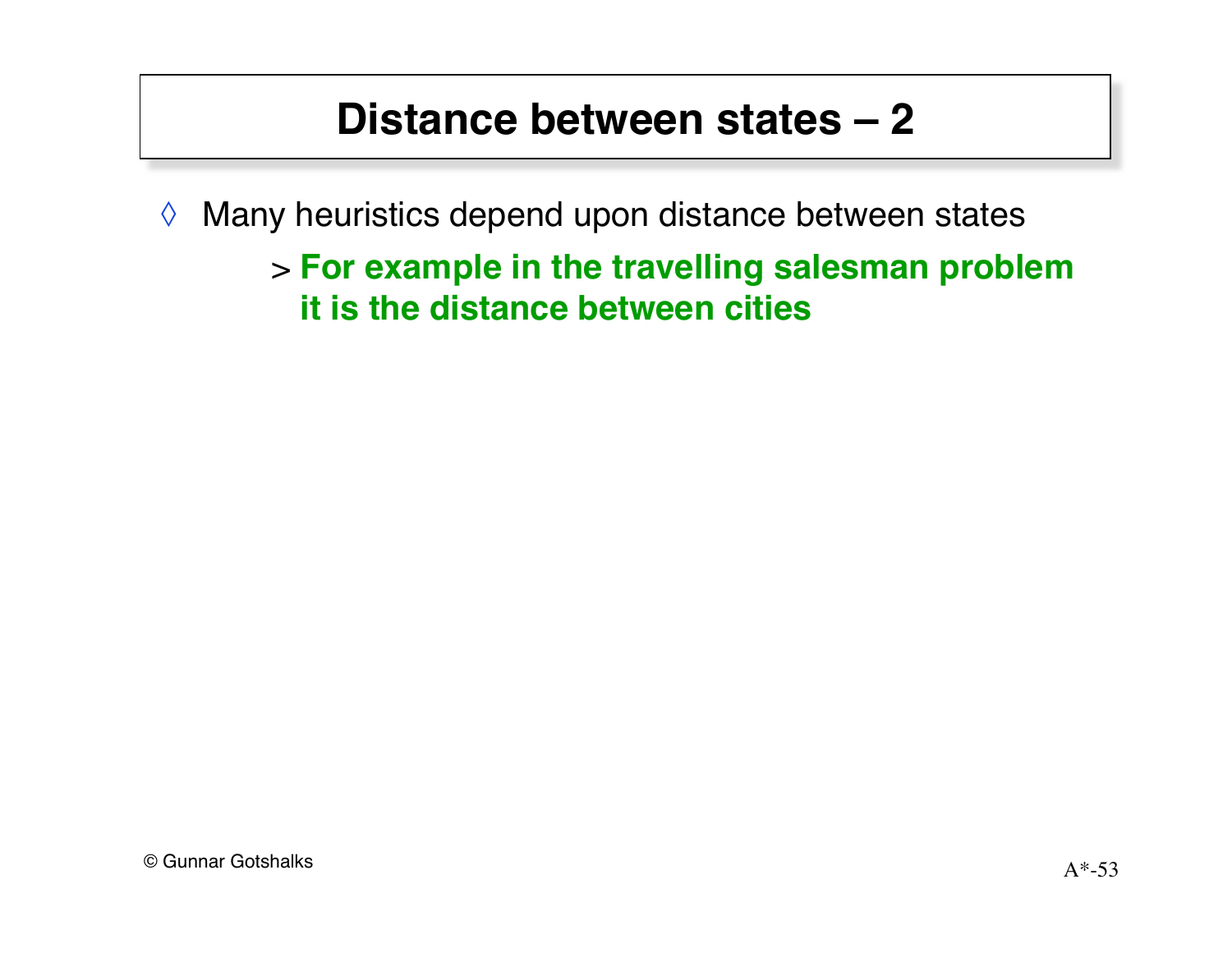# Distance between states – 2

- Many heuristics depend upon distance between states
  - **For example in the travelling salesman problem it is the distance between cities**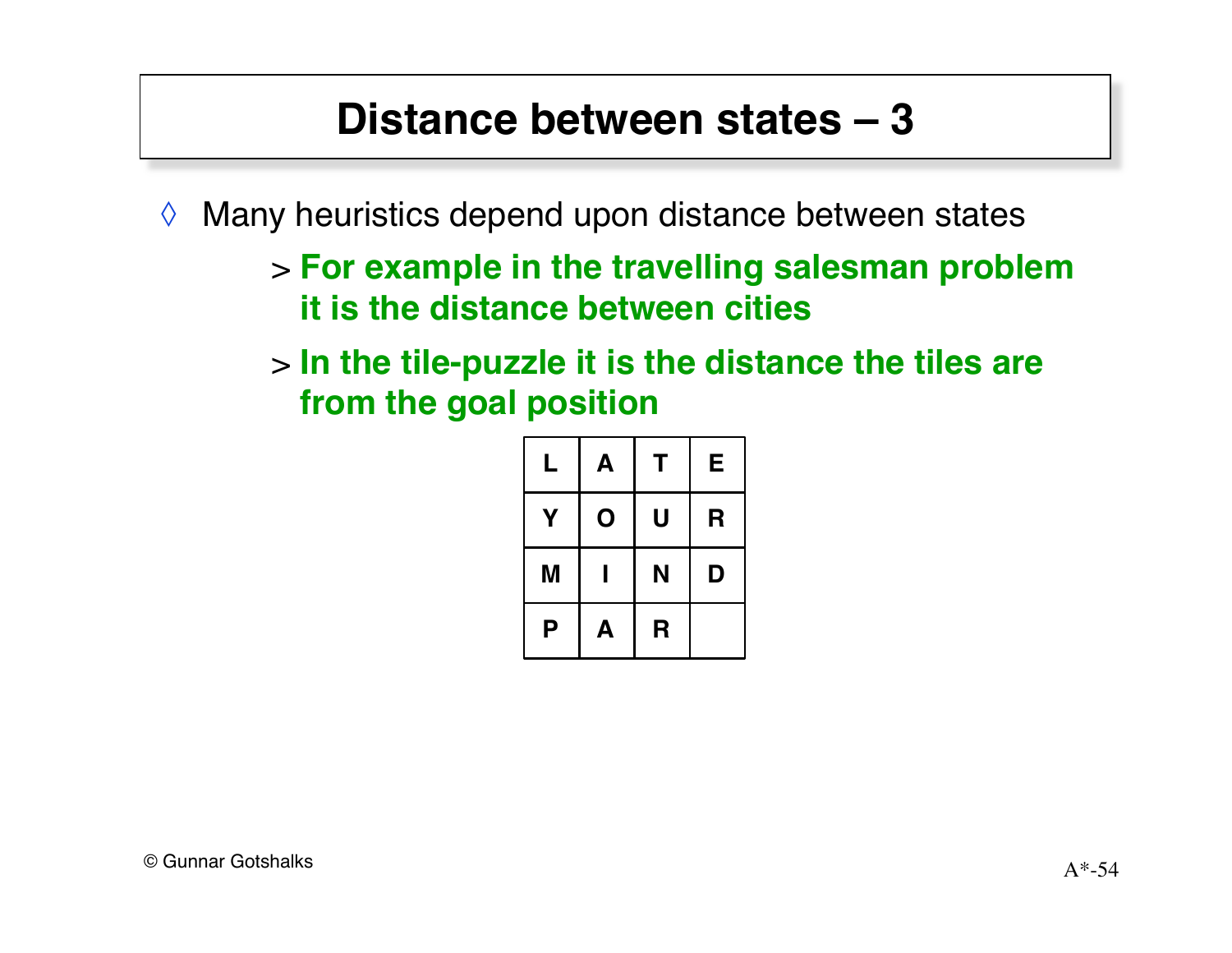# Distance between states – 3

- Many heuristics depend upon distance between states
  - > **For example in the travelling salesman problem it is the distance between cities**
  - > **In the tile-puzzle it is the distance the tiles are from the goal position**

| L | A | T | E |
|---|---|---|---|
| Y | O | U | R |
| M | I | N | D |
| P | A | R |   |

© Gunnar Gotshalks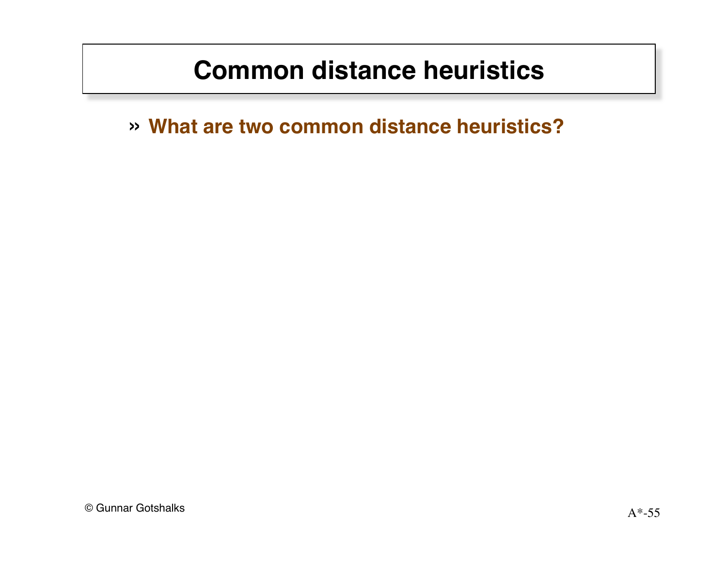# Common distance heuristics

» **What are two common distance heuristics?**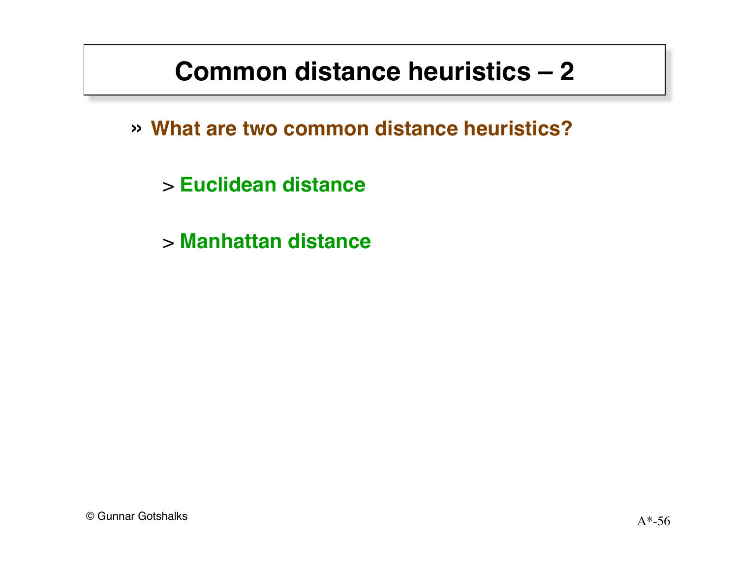# Common distance heuristics – 2

- **What are two common distance heuristics?**
  - **Euclidean distance**
  - **Manhattan distance**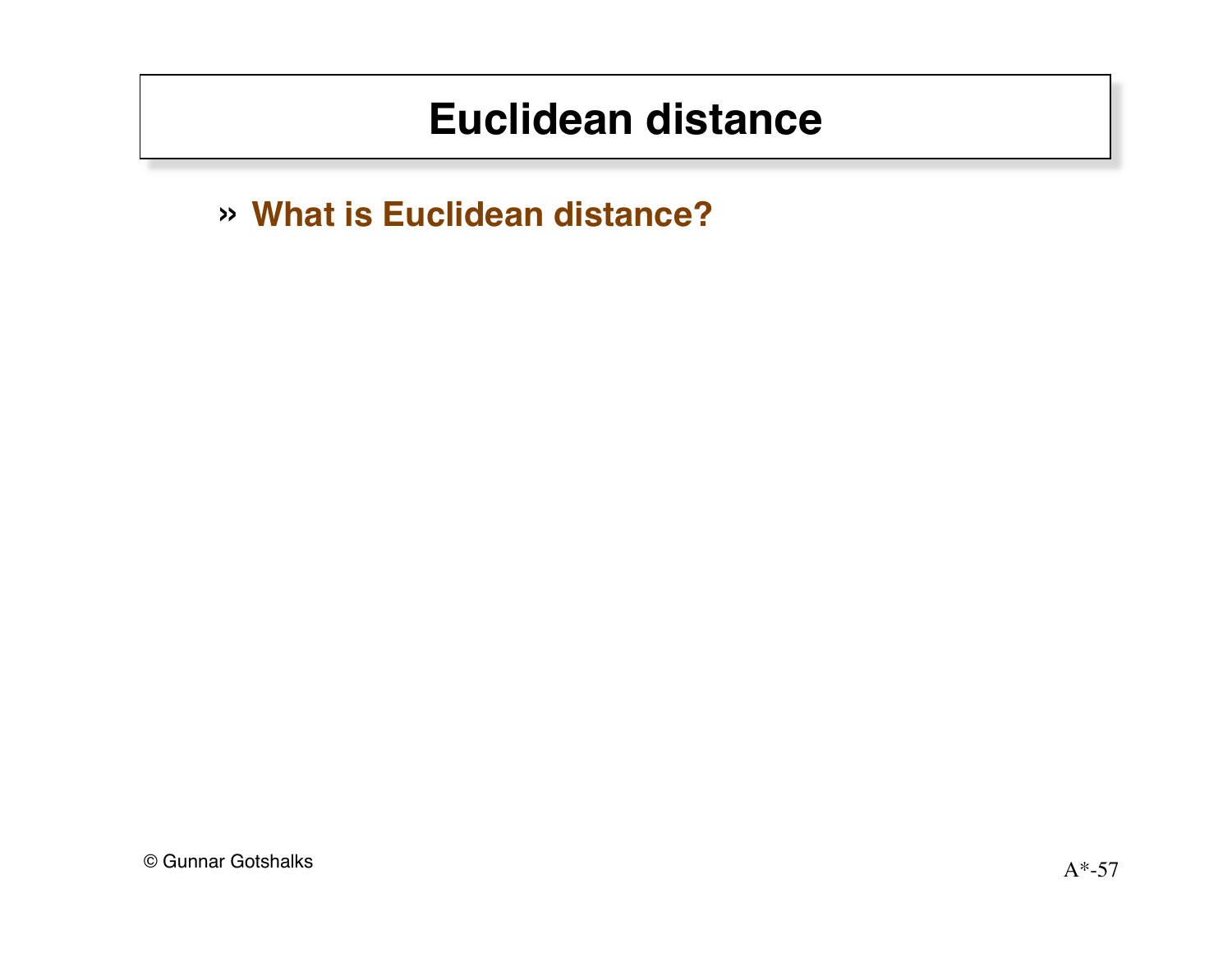# Euclidean distance

» **What is Euclidean distance?**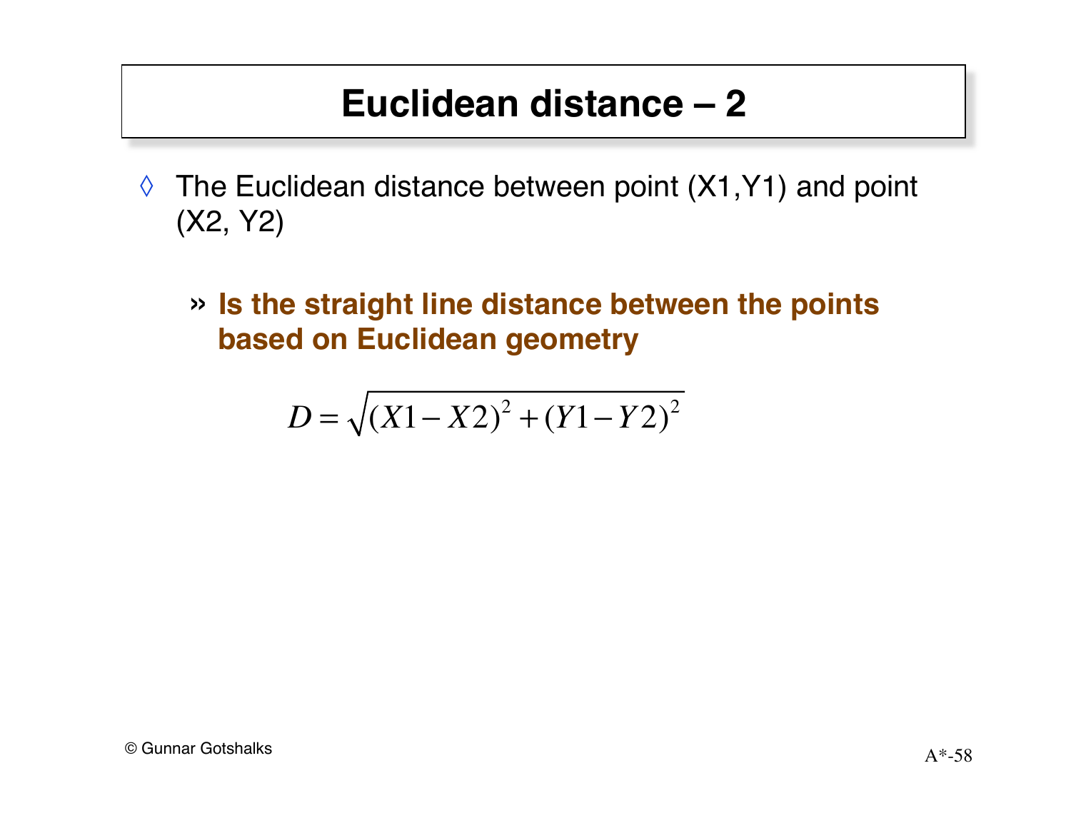# Euclidean distance – 2

- The Euclidean distance between point (X1,Y1) and point (X2, Y2)

  - **Is the straight line distance between the points based on Euclidean geometry**

$$D = \sqrt{(X1 - X2)^2 + (Y1 - Y2)^2}$$

© Gunnar Gotshalks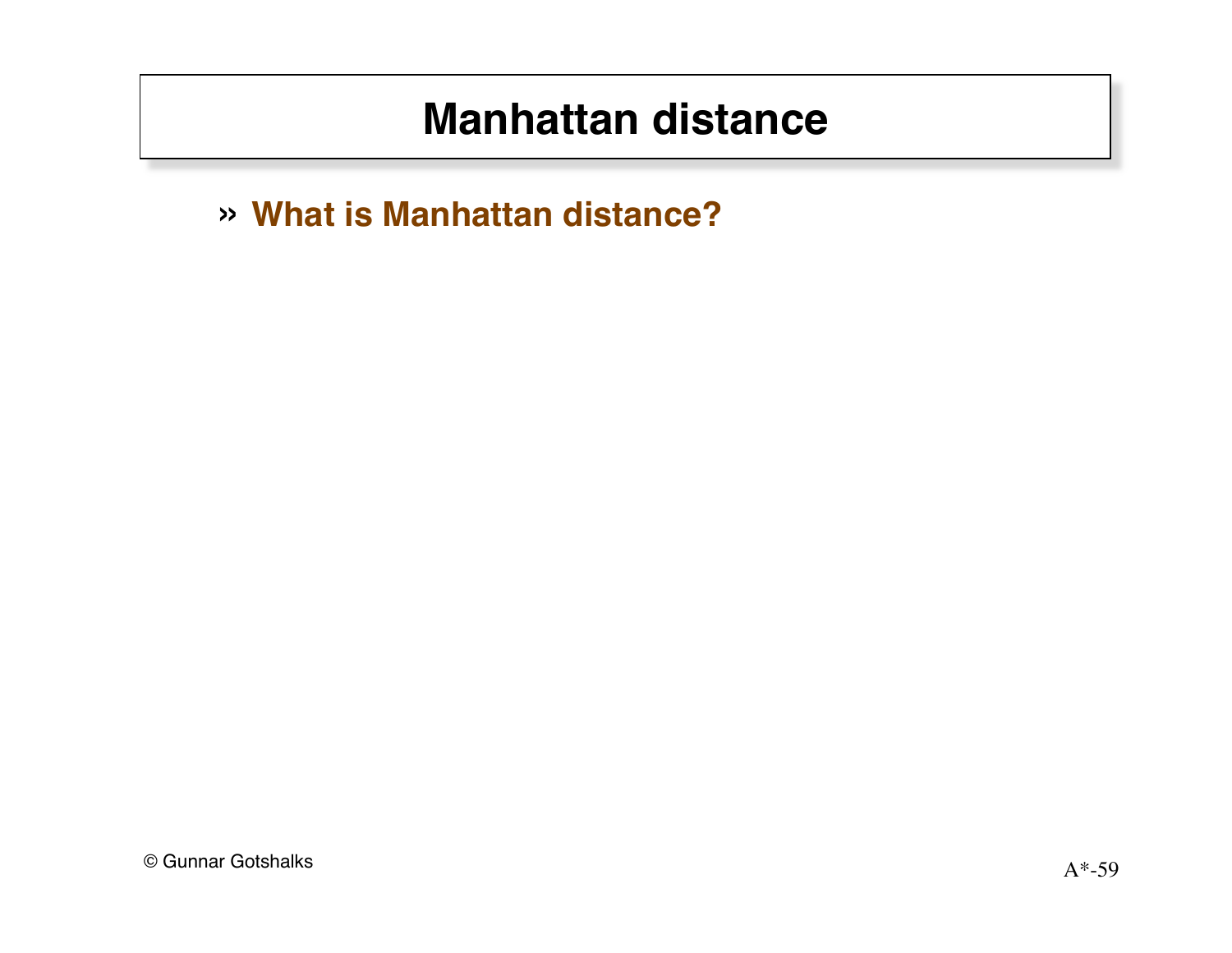# Manhattan distance

- **What is Manhattan distance?**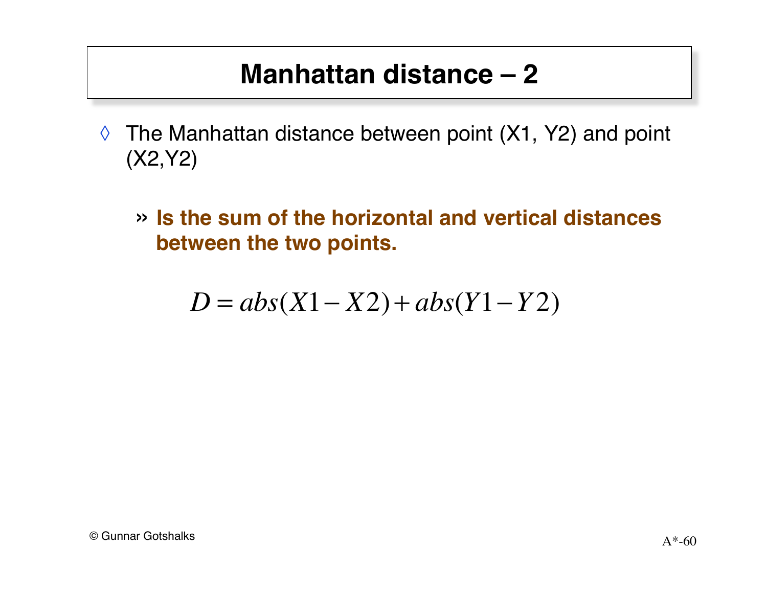# Manhattan distance – 2

- The Manhattan distance between point (X1, Y2) and point (X2,Y2)
  - **Is the sum of the horizontal and vertical distances between the two points.**

$$D = abs(X1 - X2) + abs(Y1 - Y2)$$

© Gunnar Gotshalks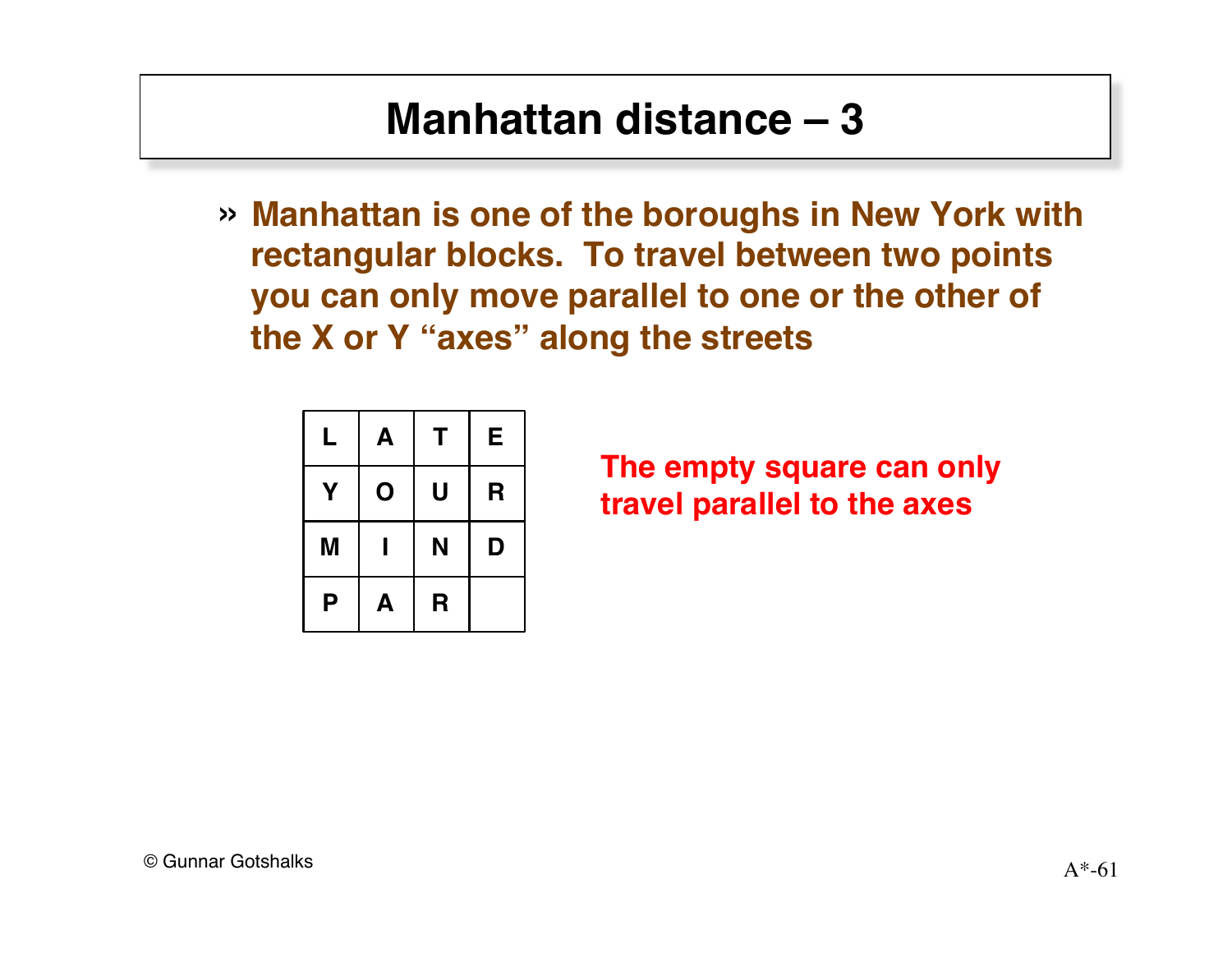# Manhattan distance – 3

» **Manhattan is one of the boroughs in New York with rectangular blocks. To travel between two points you can only move parallel to one or the other of the X or Y "axes" along the streets**

| | | | |
|---|---|---|---|
| L | A | T | E |
| Y | O | U | R |
| M | I | N | D |
| P | A | R | |

**The empty square can only travel parallel to the axes**

© Gunnar Gotshalks